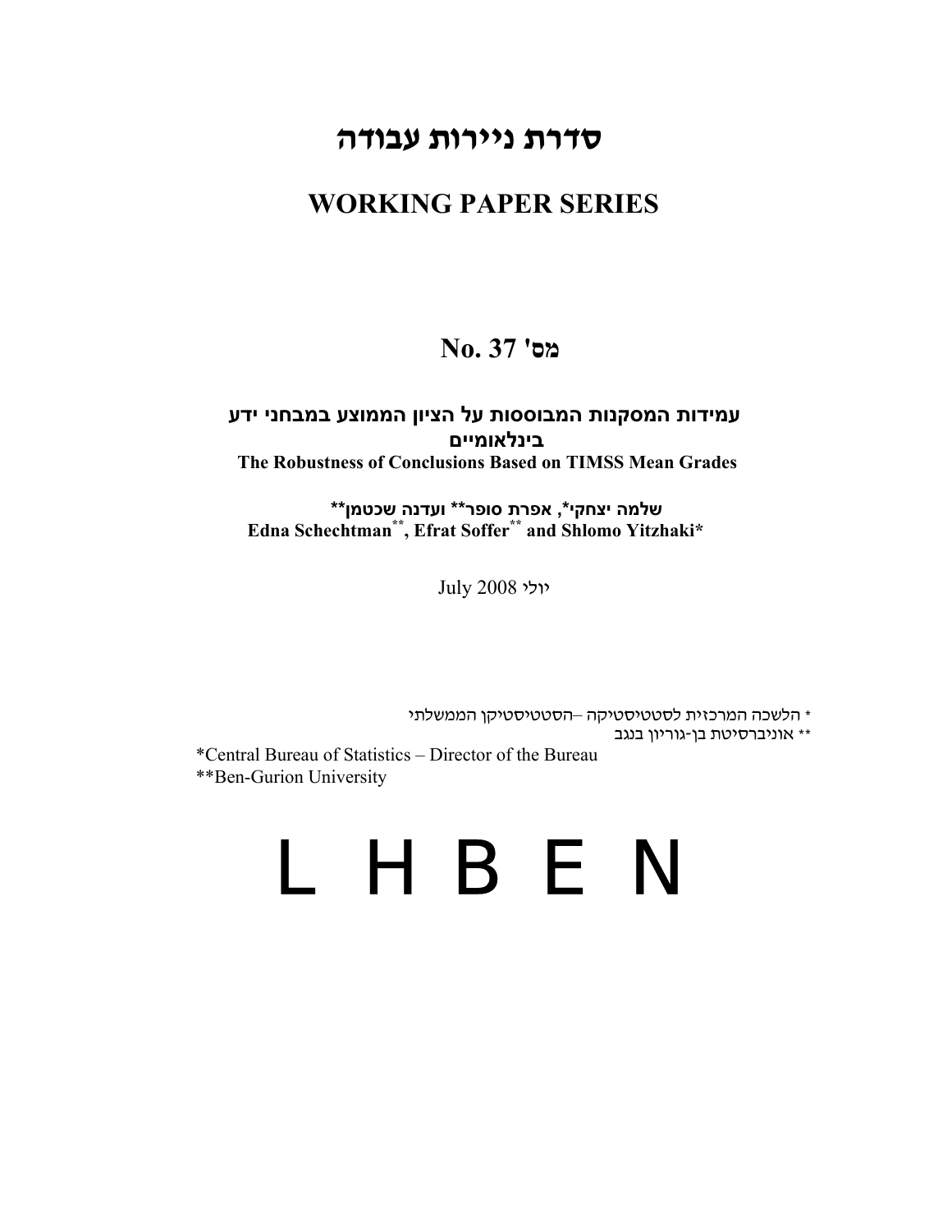# סדרת ניירות עבודה

## WORKING PAPER SERIES

## No. 37 'מס

**עמידות המסקנות המבוססות על הציון הממוצע במבחני ידע בינלאומיים**

**The Robustness of Conclusions Based on TIMSS Mean Grades**

**שלמה יצחקי\*, אפרת סופר\*\* ועדנה שכטמן\*\***

**Edna Schechtman\*\*, Efrat Soffer\*\* and Shlomo Yitzhaki\***

July 2008 יולי

\* הלשכה המרכזית לסטטיסטיקה –הסטטיסטיקן הממשלתי

\*\* אוניברסיטת בן-גוריון בנגב

\*Central Bureau of Statistics – Director of the Bureau

\*\*Ben-Gurion University

# L H B E N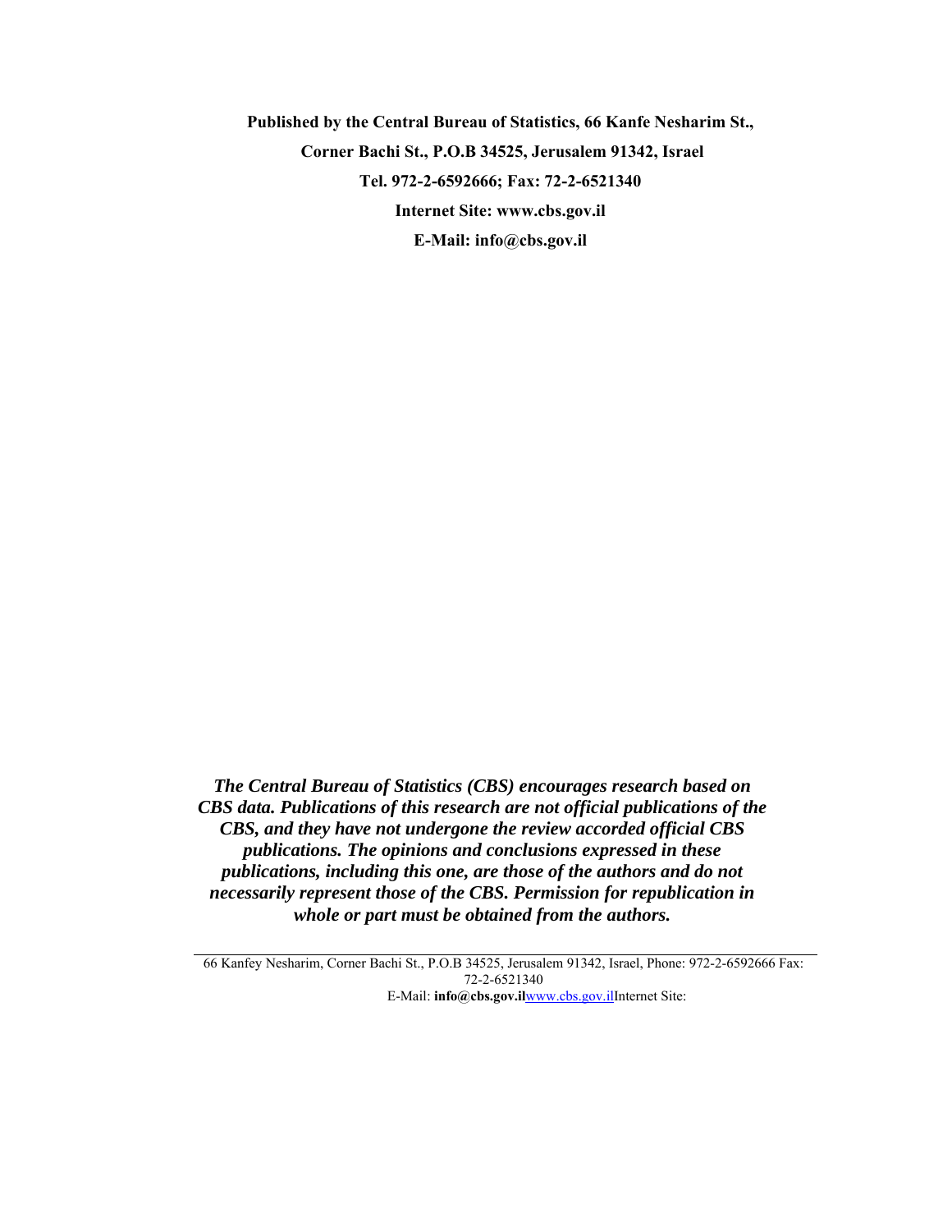**Published by the Central Bureau of Statistics, 66 Kanfe Nesharim St.,**

**Corner Bachi St., P.O.B 34525, Jerusalem 91342, Israel**

**Tel. 972-2-6592666; Fax: 72-2-6521340**

**Internet Site: www.cbs.gov.il**

**E-Mail: info@cbs.gov.il**

***The Central Bureau of Statistics (CBS) encourages research based on CBS data. Publications of this research are not official publications of the CBS, and they have not undergone the review accorded official CBS publications. The opinions and conclusions expressed in these publications, including this one, are those of the authors and do not necessarily represent those of the CBS. Permission for republication in whole or part must be obtained from the authors.***

---

66 Kanfey Nesharim, Corner Bachi St., P.O.B 34525, Jerusalem 91342, Israel, Phone: 972-2-6592666 Fax: 72-2-6521340

E-Mail: **info@cbs.gov.il**www.cbs.gov.ilInternet Site: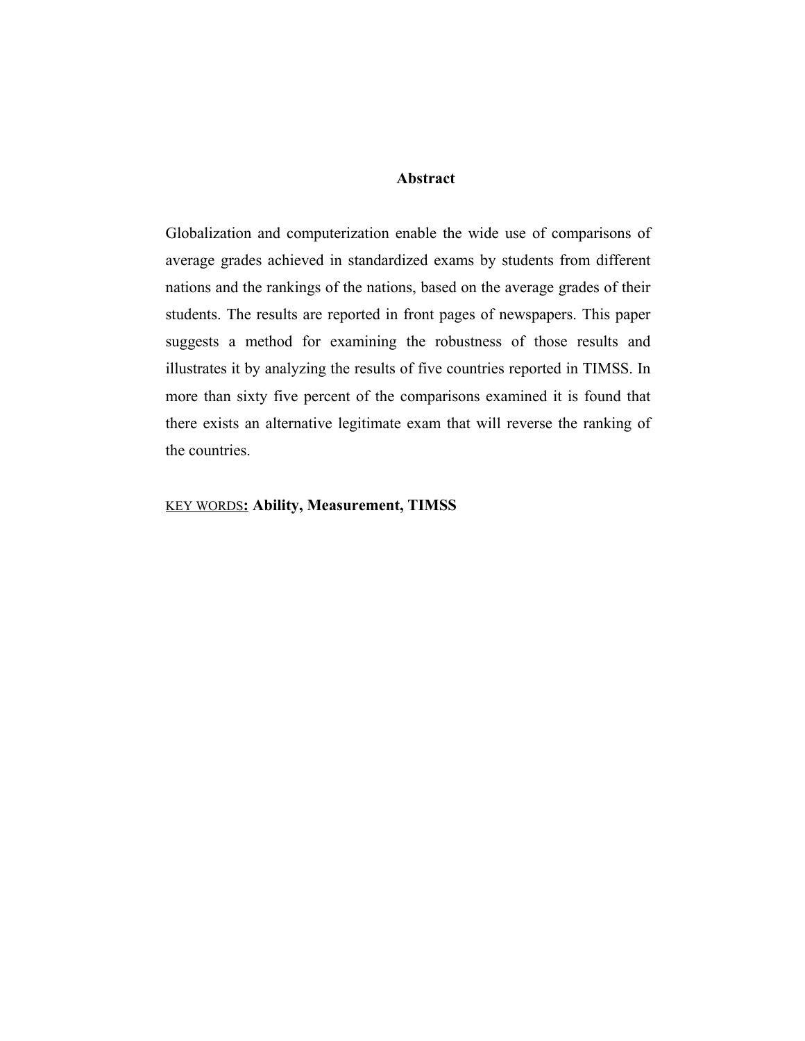## Abstract

Globalization and computerization enable the wide use of comparisons of average grades achieved in standardized exams by students from different nations and the rankings of the nations, based on the average grades of their students. The results are reported in front pages of newspapers. This paper suggests a method for examining the robustness of those results and illustrates it by analyzing the results of five countries reported in TIMSS. In more than sixty five percent of the comparisons examined it is found that there exists an alternative legitimate exam that will reverse the ranking of the countries.

KEY WORDS**: Ability, Measurement, TIMSS**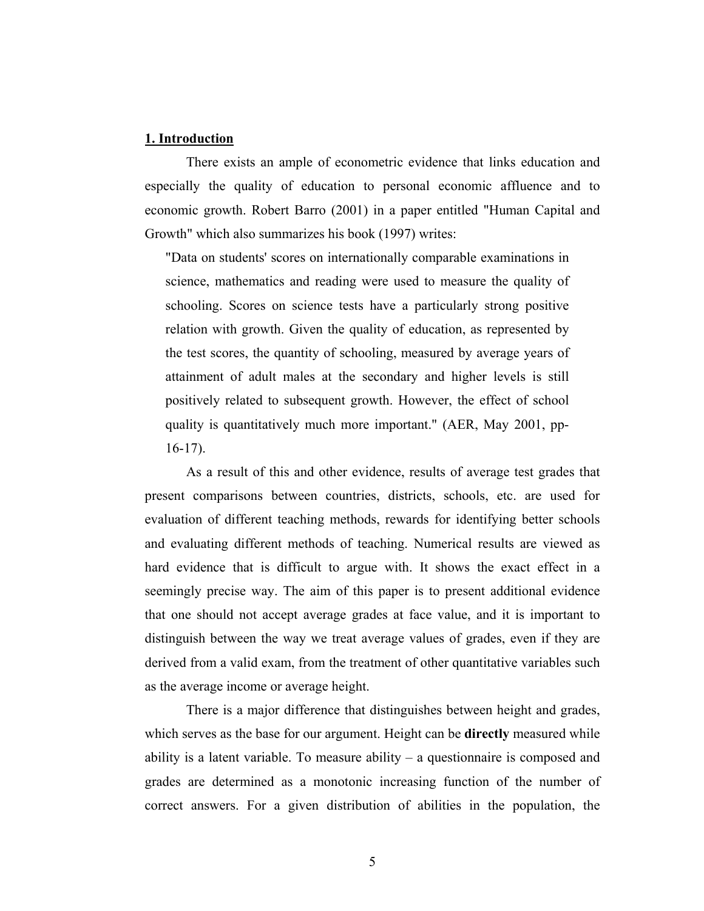## 1. Introduction

There exists an ample of econometric evidence that links education and especially the quality of education to personal economic affluence and to economic growth. Robert Barro (2001) in a paper entitled "Human Capital and Growth" which also summarizes his book (1997) writes:

> "Data on students' scores on internationally comparable examinations in science, mathematics and reading were used to measure the quality of schooling. Scores on science tests have a particularly strong positive relation with growth. Given the quality of education, as represented by the test scores, the quantity of schooling, measured by average years of attainment of adult males at the secondary and higher levels is still positively related to subsequent growth. However, the effect of school quality is quantitatively much more important." (AER, May 2001, pp-16-17).

As a result of this and other evidence, results of average test grades that present comparisons between countries, districts, schools, etc. are used for evaluation of different teaching methods, rewards for identifying better schools and evaluating different methods of teaching. Numerical results are viewed as hard evidence that is difficult to argue with. It shows the exact effect in a seemingly precise way. The aim of this paper is to present additional evidence that one should not accept average grades at face value, and it is important to distinguish between the way we treat average values of grades, even if they are derived from a valid exam, from the treatment of other quantitative variables such as the average income or average height.

There is a major difference that distinguishes between height and grades, which serves as the base for our argument. Height can be **directly** measured while ability is a latent variable. To measure ability – a questionnaire is composed and grades are determined as a monotonic increasing function of the number of correct answers. For a given distribution of abilities in the population, the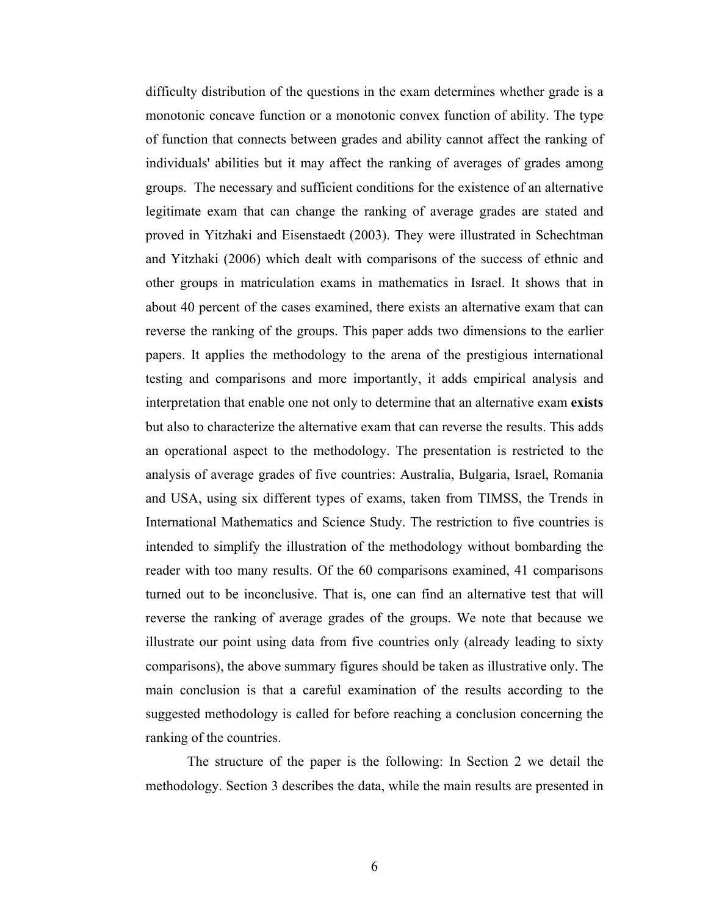difficulty distribution of the questions in the exam determines whether grade is a monotonic concave function or a monotonic convex function of ability. The type of function that connects between grades and ability cannot affect the ranking of individuals' abilities but it may affect the ranking of averages of grades among groups. The necessary and sufficient conditions for the existence of an alternative legitimate exam that can change the ranking of average grades are stated and proved in Yitzhaki and Eisenstaedt (2003). They were illustrated in Schechtman and Yitzhaki (2006) which dealt with comparisons of the success of ethnic and other groups in matriculation exams in mathematics in Israel. It shows that in about 40 percent of the cases examined, there exists an alternative exam that can reverse the ranking of the groups. This paper adds two dimensions to the earlier papers. It applies the methodology to the arena of the prestigious international testing and comparisons and more importantly, it adds empirical analysis and interpretation that enable one not only to determine that an alternative exam **exists** but also to characterize the alternative exam that can reverse the results. This adds an operational aspect to the methodology. The presentation is restricted to the analysis of average grades of five countries: Australia, Bulgaria, Israel, Romania and USA, using six different types of exams, taken from TIMSS, the Trends in International Mathematics and Science Study. The restriction to five countries is intended to simplify the illustration of the methodology without bombarding the reader with too many results. Of the 60 comparisons examined, 41 comparisons turned out to be inconclusive. That is, one can find an alternative test that will reverse the ranking of average grades of the groups. We note that because we illustrate our point using data from five countries only (already leading to sixty comparisons), the above summary figures should be taken as illustrative only. The main conclusion is that a careful examination of the results according to the suggested methodology is called for before reaching a conclusion concerning the ranking of the countries.

The structure of the paper is the following: In Section 2 we detail the methodology. Section 3 describes the data, while the main results are presented in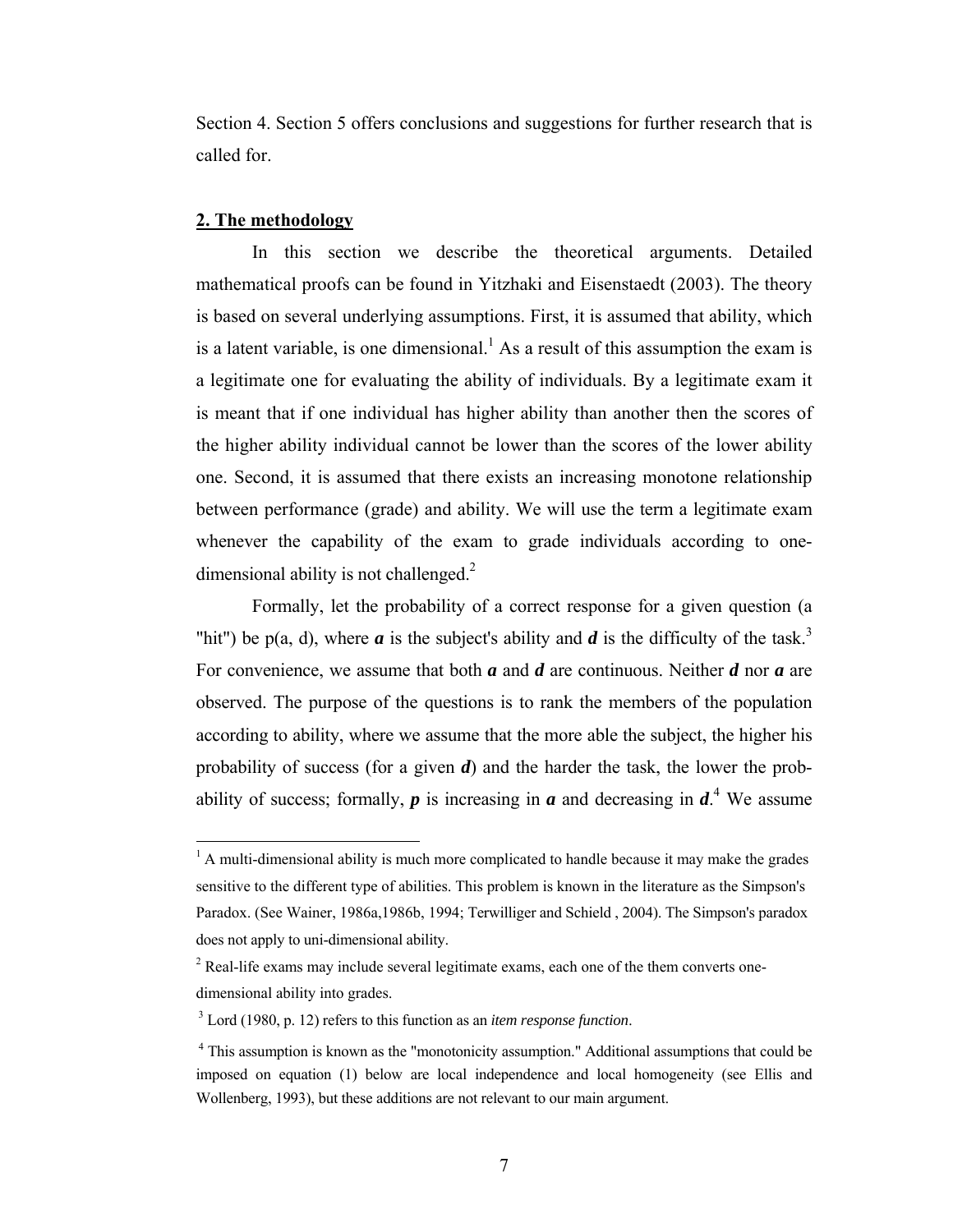Section 4. Section 5 offers conclusions and suggestions for further research that is called for.

## 2. The methodology

In this section we describe the theoretical arguments. Detailed mathematical proofs can be found in Yitzhaki and Eisenstaedt (2003). The theory is based on several underlying assumptions. First, it is assumed that ability, which is a latent variable, is one dimensional.[1] As a result of this assumption the exam is a legitimate one for evaluating the ability of individuals. By a legitimate exam it is meant that if one individual has higher ability than another then the scores of the higher ability individual cannot be lower than the scores of the lower ability one. Second, it is assumed that there exists an increasing monotone relationship between performance (grade) and ability. We will use the term a legitimate exam whenever the capability of the exam to grade individuals according to one-dimensional ability is not challenged.[2]

Formally, let the probability of a correct response for a given question (a "hit") be p(a, d), where ***a*** is the subject's ability and ***d*** is the difficulty of the task.[3] For convenience, we assume that both ***a*** and ***d*** are continuous. Neither ***d*** nor ***a*** are observed. The purpose of the questions is to rank the members of the population according to ability, where we assume that the more able the subject, the higher his probability of success (for a given ***d***) and the harder the task, the lower the probability of success; formally, ***p*** is increasing in ***a*** and decreasing in ***d***.[4] We assume

---

[1] A multi-dimensional ability is much more complicated to handle because it may make the grades sensitive to the different type of abilities. This problem is known in the literature as the Simpson's Paradox. (See Wainer, 1986a,1986b, 1994; Terwilliger and Schield , 2004). The Simpson's paradox does not apply to uni-dimensional ability.

[2] Real-life exams may include several legitimate exams, each one of the them converts one-dimensional ability into grades.

[3] Lord (1980, p. 12) refers to this function as an *item response function*.

[4] This assumption is known as the "monotonicity assumption." Additional assumptions that could be imposed on equation (1) below are local independence and local homogeneity (see Ellis and Wollenberg, 1993), but these additions are not relevant to our main argument.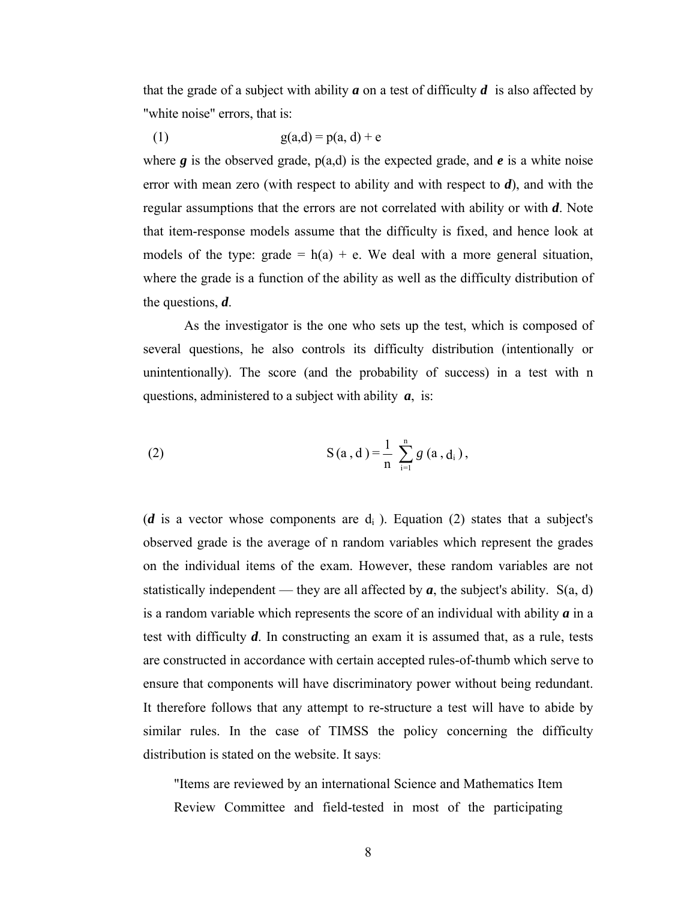that the grade of a subject with ability ***a*** on a test of difficulty ***d*** is also affected by "white noise" errors, that is:

$$g(a,d) = p(a, d) + e \tag{1}$$

where ***g*** is the observed grade, p(a,d) is the expected grade, and ***e*** is a white noise error with mean zero (with respect to ability and with respect to ***d***), and with the regular assumptions that the errors are not correlated with ability or with ***d***. Note that item-response models assume that the difficulty is fixed, and hence look at models of the type: grade = h(a) + e. We deal with a more general situation, where the grade is a function of the ability as well as the difficulty distribution of the questions, ***d***.

As the investigator is the one who sets up the test, which is composed of several questions, he also controls its difficulty distribution (intentionally or unintentionally). The score (and the probability of success) in a test with n questions, administered to a subject with ability ***a***, is:

$$S(a, d) = \frac{1}{n} \sum_{i=1}^{n} g(a, d_i), \tag{2}$$

(***d*** is a vector whose components are $d_i$ ). Equation (2) states that a subject's observed grade is the average of n random variables which represent the grades on the individual items of the exam. However, these random variables are not statistically independent — they are all affected by ***a***, the subject's ability. S(a, d) is a random variable which represents the score of an individual with ability ***a*** in a test with difficulty ***d***. In constructing an exam it is assumed that, as a rule, tests are constructed in accordance with certain accepted rules-of-thumb which serve to ensure that components will have discriminatory power without being redundant. It therefore follows that any attempt to re-structure a test will have to abide by similar rules. In the case of TIMSS the policy concerning the difficulty distribution is stated on the website. It says:

> "Items are reviewed by an international Science and Mathematics Item Review Committee and field-tested in most of the participating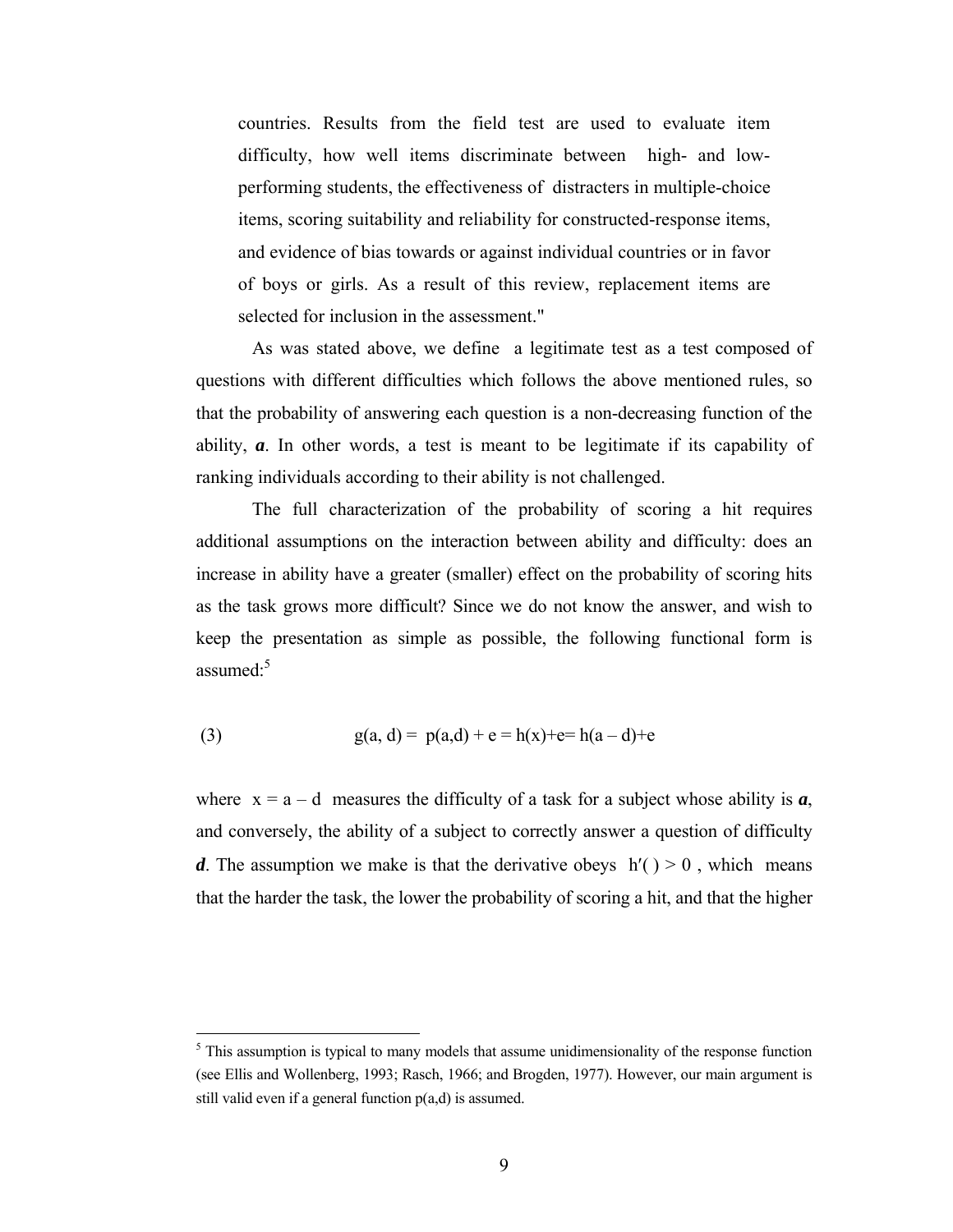countries. Results from the field test are used to evaluate item difficulty, how well items discriminate between high- and low-performing students, the effectiveness of distracters in multiple-choice items, scoring suitability and reliability for constructed-response items, and evidence of bias towards or against individual countries or in favor of boys or girls. As a result of this review, replacement items are selected for inclusion in the assessment."

As was stated above, we define a legitimate test as a test composed of questions with different difficulties which follows the above mentioned rules, so that the probability of answering each question is a non-decreasing function of the ability, ***a***. In other words, a test is meant to be legitimate if its capability of ranking individuals according to their ability is not challenged.

The full characterization of the probability of scoring a hit requires additional assumptions on the interaction between ability and difficulty: does an increase in ability have a greater (smaller) effect on the probability of scoring hits as the task grows more difficult? Since we do not know the answer, and wish to keep the presentation as simple as possible, the following functional form is assumed:[5]

$$g(a, d) = p(a,d) + e = h(x)+e = h(a - d)+e \tag{3}$$

where $x = a - d$ measures the difficulty of a task for a subject whose ability is ***a***, and conversely, the ability of a subject to correctly answer a question of difficulty ***d***. The assumption we make is that the derivative obeys $h'() > 0$, which means that the harder the task, the lower the probability of scoring a hit, and that the higher

---

[5] This assumption is typical to many models that assume unidimensionality of the response function (see Ellis and Wollenberg, 1993; Rasch, 1966; and Brogden, 1977). However, our main argument is still valid even if a general function p(a,d) is assumed.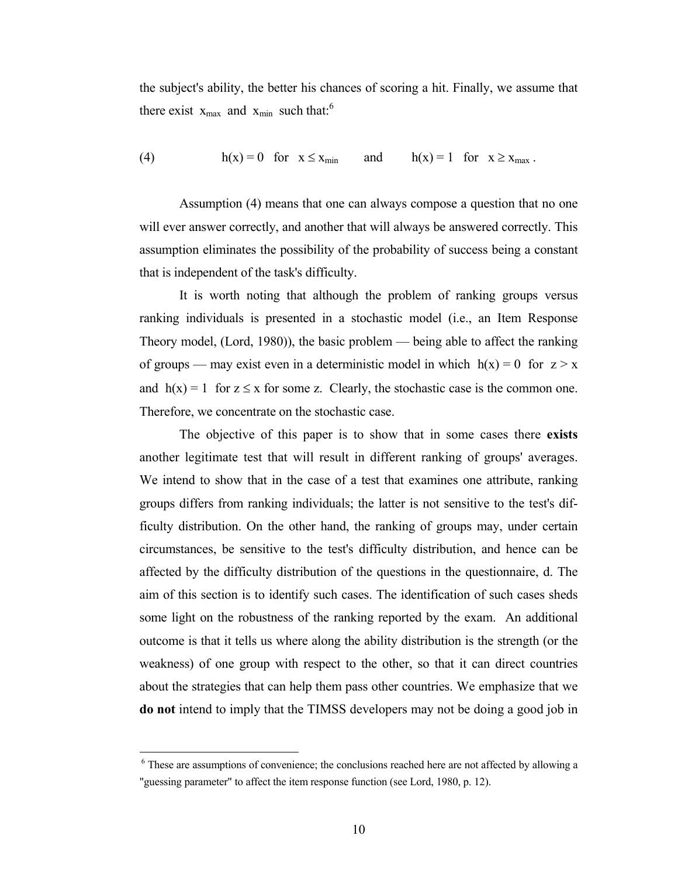the subject's ability, the better his chances of scoring a hit. Finally, we assume that there exist $x_{max}$ and $x_{min}$ such that:[6]

$$(4) \qquad h(x) = 0 \quad \text{for} \quad x \leq x_{min} \qquad \text{and} \qquad h(x) = 1 \quad \text{for} \quad x \geq x_{max} \,.$$

Assumption (4) means that one can always compose a question that no one will ever answer correctly, and another that will always be answered correctly. This assumption eliminates the possibility of the probability of success being a constant that is independent of the task's difficulty.

It is worth noting that although the problem of ranking groups versus ranking individuals is presented in a stochastic model (i.e., an Item Response Theory model, (Lord, 1980)), the basic problem — being able to affect the ranking of groups — may exist even in a deterministic model in which $h(x) = 0$ for $z > x$ and $h(x) = 1$ for $z \leq x$ for some z. Clearly, the stochastic case is the common one. Therefore, we concentrate on the stochastic case.

The objective of this paper is to show that in some cases there **exists** another legitimate test that will result in different ranking of groups' averages. We intend to show that in the case of a test that examines one attribute, ranking groups differs from ranking individuals; the latter is not sensitive to the test's difficulty distribution. On the other hand, the ranking of groups may, under certain circumstances, be sensitive to the test's difficulty distribution, and hence can be affected by the difficulty distribution of the questions in the questionnaire, d. The aim of this section is to identify such cases. The identification of such cases sheds some light on the robustness of the ranking reported by the exam. An additional outcome is that it tells us where along the ability distribution is the strength (or the weakness) of one group with respect to the other, so that it can direct countries about the strategies that can help them pass other countries. We emphasize that we **do not** intend to imply that the TIMSS developers may not be doing a good job in

[6] These are assumptions of convenience; the conclusions reached here are not affected by allowing a "guessing parameter" to affect the item response function (see Lord, 1980, p. 12).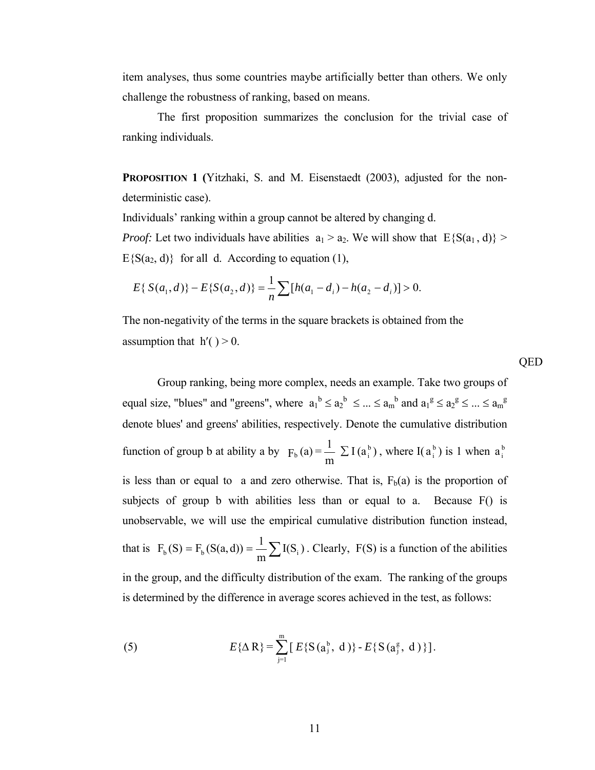item analyses, thus some countries maybe artificially better than others. We only challenge the robustness of ranking, based on means.

The first proposition summarizes the conclusion for the trivial case of ranking individuals.

**PROPOSITION 1 (**Yitzhaki, S. and M. Eisenstaedt (2003), adjusted for the non-deterministic case).

Individuals' ranking within a group cannot be altered by changing d.

*Proof:* Let two individuals have abilities $a_1 > a_2$. We will show that $E\{S(a_1, d)\} > E\{S(a_2, d)\}$ for all d. According to equation (1),

$$E\{S(a_1, d)\} - E\{S(a_2, d)\} = \frac{1}{n}\sum [h(a_1 - d_i) - h(a_2 - d_i)] > 0.$$

The non-negativity of the terms in the square brackets is obtained from the assumption that $h'(\ ) > 0$.

QED

Group ranking, being more complex, needs an example. Take two groups of equal size, "blues" and "greens", where $a_1^b \leq a_2^b \leq ... \leq a_m^b$ and $a_1^g \leq a_2^g \leq ... \leq a_m^g$ denote blues' and greens' abilities, respectively. Denote the cumulative distribution function of group b at ability a by $F_b(a) = \frac{1}{m} \sum I(a_i^b)$, where $I(a_i^b)$ is 1 when $a_i^b$ is less than or equal to a and zero otherwise. That is, $F_b(a)$ is the proportion of subjects of group b with abilities less than or equal to a. Because F() is unobservable, we will use the empirical cumulative distribution function instead, that is $F_b(S) = F_b(S(a,d)) = \frac{1}{m}\sum I(S_i)$. Clearly, F(S) is a function of the abilities in the group, and the difficulty distribution of the exam. The ranking of the groups is determined by the difference in average scores achieved in the test, as follows:

$$(5) \qquad E\{\Delta R\} = \sum_{j=1}^{m} [E\{S(a_j^b, d)\} - E\{S(a_j^g, d)\}].$$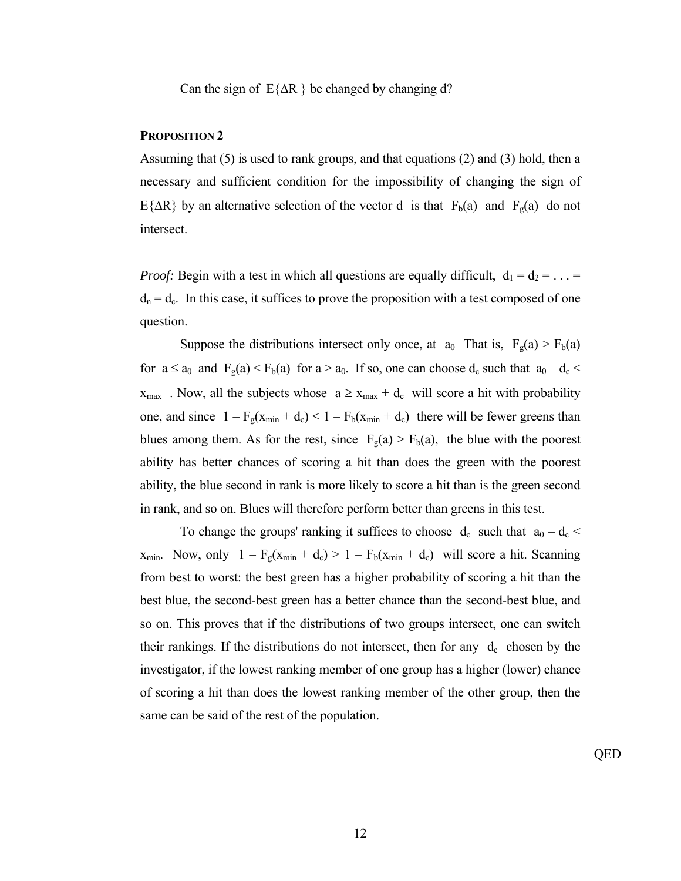Can the sign of $E\{\Delta R\}$ be changed by changing d?

**PROPOSITION 2**

Assuming that (5) is used to rank groups, and that equations (2) and (3) hold, then a necessary and sufficient condition for the impossibility of changing the sign of $E\{\Delta R\}$ by an alternative selection of the vector d is that $F_b(a)$ and $F_g(a)$ do not intersect.

*Proof:* Begin with a test in which all questions are equally difficult, $d_1 = d_2 = \ldots = d_n = d_c$. In this case, it suffices to prove the proposition with a test composed of one question.

Suppose the distributions intersect only once, at $a_0$ That is, $F_g(a) > F_b(a)$ for $a \leq a_0$ and $F_g(a) < F_b(a)$ for $a > a_0$. If so, one can choose $d_c$ such that $a_0 - d_c < x_{max}$ . Now, all the subjects whose $a \geq x_{max} + d_c$ will score a hit with probability one, and since $1 - F_g(x_{min} + d_c) < 1 - F_b(x_{min} + d_c)$ there will be fewer greens than blues among them. As for the rest, since $F_g(a) > F_b(a)$, the blue with the poorest ability has better chances of scoring a hit than does the green with the poorest ability, the blue second in rank is more likely to score a hit than is the green second in rank, and so on. Blues will therefore perform better than greens in this test.

To change the groups' ranking it suffices to choose $d_c$ such that $a_0 - d_c < x_{min}$. Now, only $1 - F_g(x_{min} + d_c) > 1 - F_b(x_{min} + d_c)$ will score a hit. Scanning from best to worst: the best green has a higher probability of scoring a hit than the best blue, the second-best green has a better chance than the second-best blue, and so on. This proves that if the distributions of two groups intersect, one can switch their rankings. If the distributions do not intersect, then for any $d_c$ chosen by the investigator, if the lowest ranking member of one group has a higher (lower) chance of scoring a hit than does the lowest ranking member of the other group, then the same can be said of the rest of the population.

QED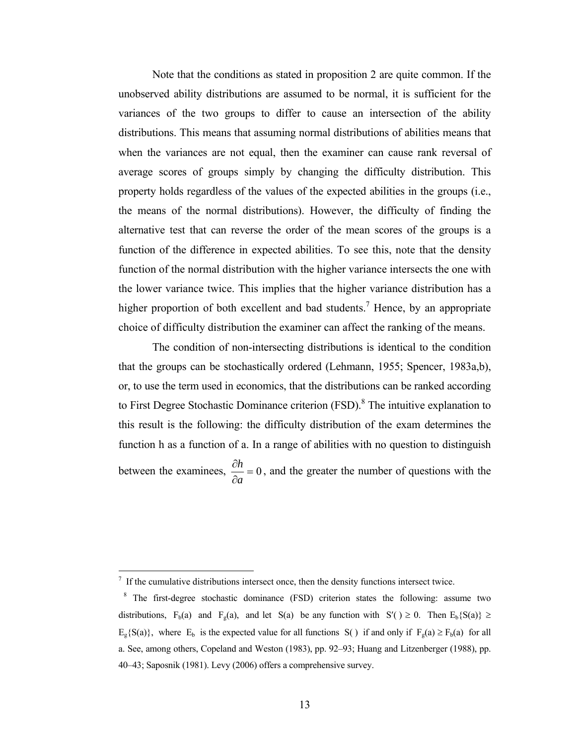Note that the conditions as stated in proposition 2 are quite common. If the unobserved ability distributions are assumed to be normal, it is sufficient for the variances of the two groups to differ to cause an intersection of the ability distributions. This means that assuming normal distributions of abilities means that when the variances are not equal, then the examiner can cause rank reversal of average scores of groups simply by changing the difficulty distribution. This property holds regardless of the values of the expected abilities in the groups (i.e., the means of the normal distributions). However, the difficulty of finding the alternative test that can reverse the order of the mean scores of the groups is a function of the difference in expected abilities. To see this, note that the density function of the normal distribution with the higher variance intersects the one with the lower variance twice. This implies that the higher variance distribution has a higher proportion of both excellent and bad students.[7] Hence, by an appropriate choice of difficulty distribution the examiner can affect the ranking of the means.

The condition of non-intersecting distributions is identical to the condition that the groups can be stochastically ordered (Lehmann, 1955; Spencer, 1983a,b), or, to use the term used in economics, that the distributions can be ranked according to First Degree Stochastic Dominance criterion (FSD).[8] The intuitive explanation to this result is the following: the difficulty distribution of the exam determines the function h as a function of a. In a range of abilities with no question to distinguish between the examinees, $\frac{\partial h}{\partial a} = 0$, and the greater the number of questions with the

---

[7] If the cumulative distributions intersect once, then the density functions intersect twice.

[8] The first-degree stochastic dominance (FSD) criterion states the following: assume two distributions, $F_b(a)$ and $F_g(a)$, and let $S(a)$ be any function with $S'(\,) \geq 0$. Then $E_b\{S(a)\} \geq E_g\{S(a)\}$, where $E_b$ is the expected value for all functions $S(\,)$ if and only if $F_g(a) \geq F_b(a)$ for all a. See, among others, Copeland and Weston (1983), pp. 92–93; Huang and Litzenberger (1988), pp. 40–43; Saposnik (1981). Levy (2006) offers a comprehensive survey.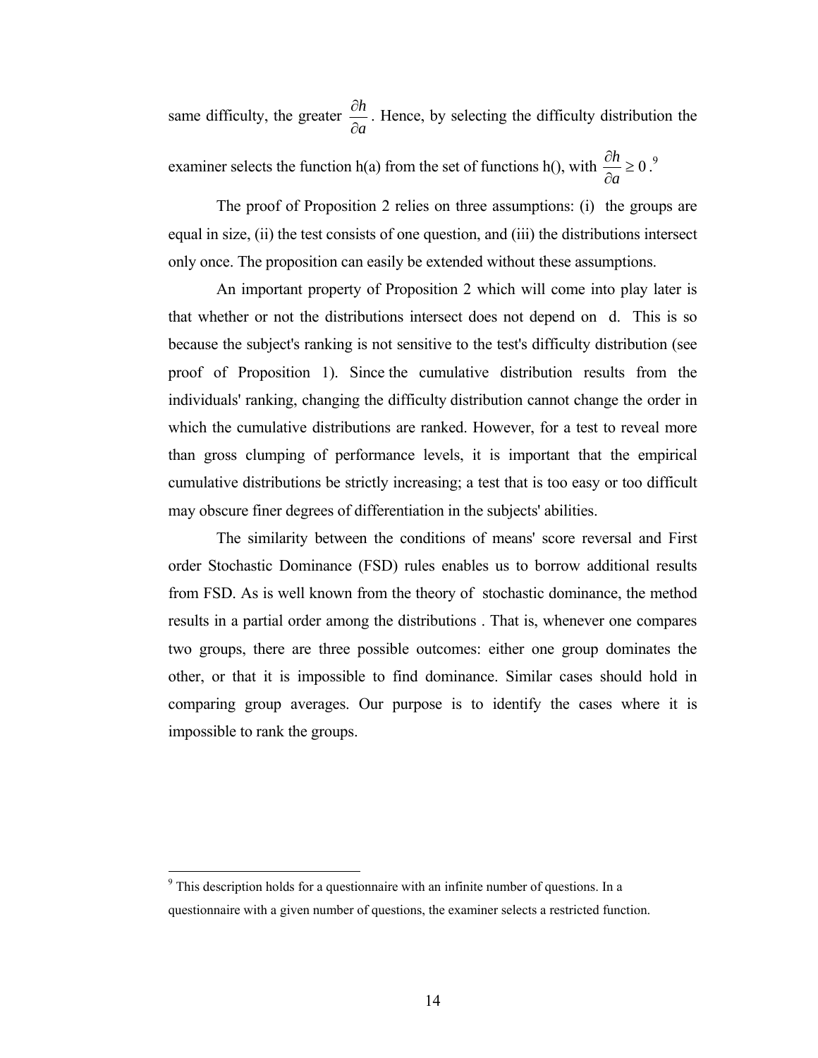same difficulty, the greater $\frac{\partial h}{\partial a}$. Hence, by selecting the difficulty distribution the examiner selects the function h(a) from the set of functions h(), with $\frac{\partial h}{\partial a} \geq 0$.[9]

The proof of Proposition 2 relies on three assumptions: (i) the groups are equal in size, (ii) the test consists of one question, and (iii) the distributions intersect only once. The proposition can easily be extended without these assumptions.

An important property of Proposition 2 which will come into play later is that whether or not the distributions intersect does not depend on d. This is so because the subject's ranking is not sensitive to the test's difficulty distribution (see proof of Proposition 1). Since the cumulative distribution results from the individuals' ranking, changing the difficulty distribution cannot change the order in which the cumulative distributions are ranked. However, for a test to reveal more than gross clumping of performance levels, it is important that the empirical cumulative distributions be strictly increasing; a test that is too easy or too difficult may obscure finer degrees of differentiation in the subjects' abilities.

The similarity between the conditions of means' score reversal and First order Stochastic Dominance (FSD) rules enables us to borrow additional results from FSD. As is well known from the theory of stochastic dominance, the method results in a partial order among the distributions . That is, whenever one compares two groups, there are three possible outcomes: either one group dominates the other, or that it is impossible to find dominance. Similar cases should hold in comparing group averages. Our purpose is to identify the cases where it is impossible to rank the groups.

---

[9] This description holds for a questionnaire with an infinite number of questions. In a questionnaire with a given number of questions, the examiner selects a restricted function.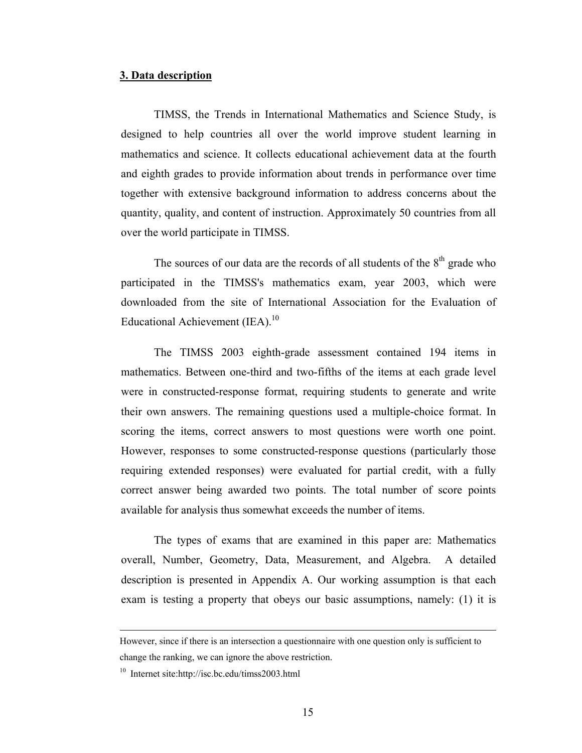## 3. Data description

TIMSS, the Trends in International Mathematics and Science Study, is designed to help countries all over the world improve student learning in mathematics and science. It collects educational achievement data at the fourth and eighth grades to provide information about trends in performance over time together with extensive background information to address concerns about the quantity, quality, and content of instruction. Approximately 50 countries from all over the world participate in TIMSS.

The sources of our data are the records of all students of the 8th grade who participated in the TIMSS's mathematics exam, year 2003, which were downloaded from the site of International Association for the Evaluation of Educational Achievement (IEA).[10]

The TIMSS 2003 eighth-grade assessment contained 194 items in mathematics. Between one-third and two-fifths of the items at each grade level were in constructed-response format, requiring students to generate and write their own answers. The remaining questions used a multiple-choice format. In scoring the items, correct answers to most questions were worth one point. However, responses to some constructed-response questions (particularly those requiring extended responses) were evaluated for partial credit, with a fully correct answer being awarded two points. The total number of score points available for analysis thus somewhat exceeds the number of items.

The types of exams that are examined in this paper are: Mathematics overall, Number, Geometry, Data, Measurement, and Algebra. A detailed description is presented in Appendix A. Our working assumption is that each exam is testing a property that obeys our basic assumptions, namely: (1) it is

---

However, since if there is an intersection a questionnaire with one question only is sufficient to change the ranking, we can ignore the above restriction.

[10] Internet site:http://isc.bc.edu/timss2003.html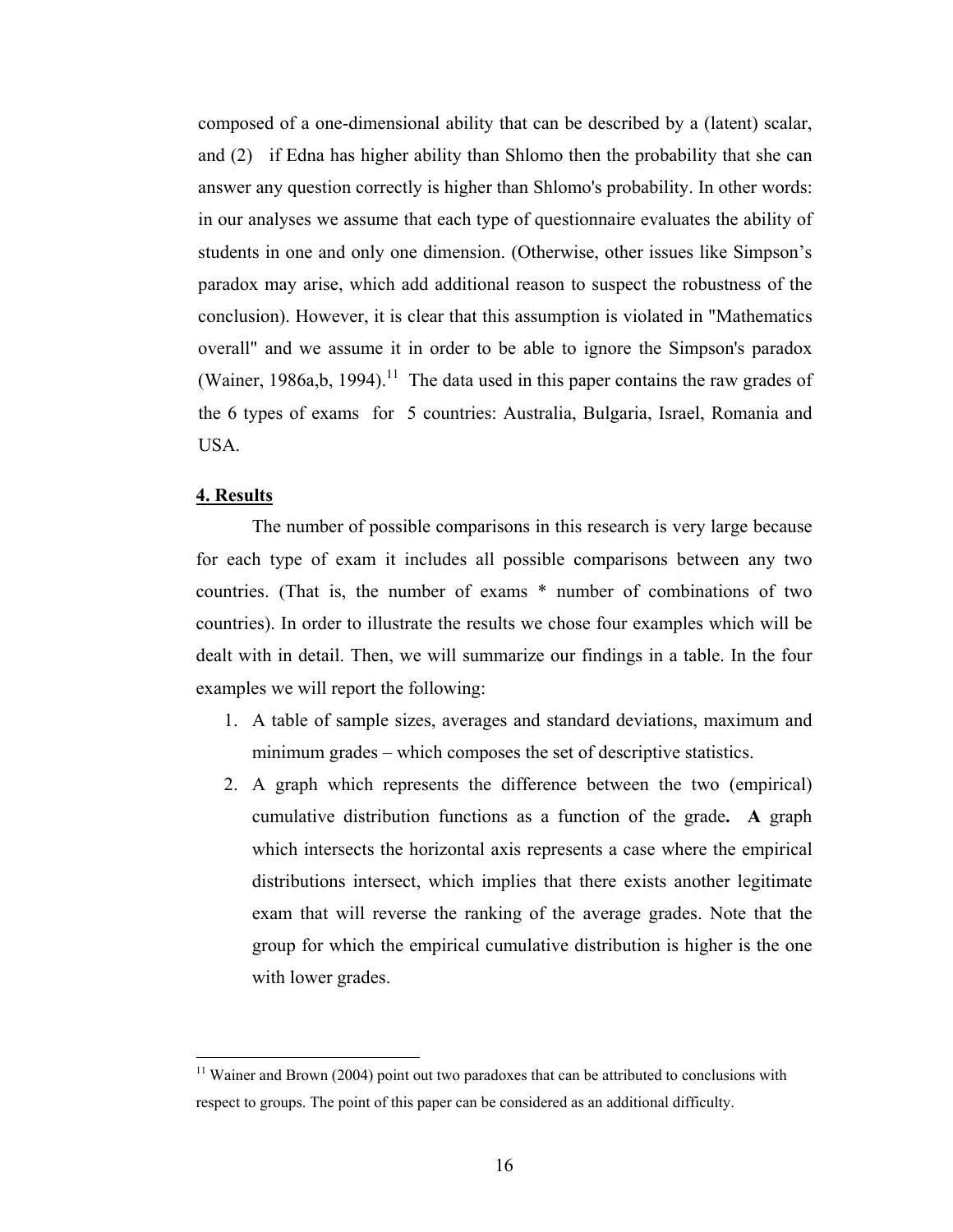composed of a one-dimensional ability that can be described by a (latent) scalar, and (2) if Edna has higher ability than Shlomo then the probability that she can answer any question correctly is higher than Shlomo's probability. In other words: in our analyses we assume that each type of questionnaire evaluates the ability of students in one and only one dimension. (Otherwise, other issues like Simpson's paradox may arise, which add additional reason to suspect the robustness of the conclusion). However, it is clear that this assumption is violated in "Mathematics overall" and we assume it in order to be able to ignore the Simpson's paradox (Wainer, 1986a,b, 1994).[11] The data used in this paper contains the raw grades of the 6 types of exams for 5 countries: Australia, Bulgaria, Israel, Romania and USA.

## 4. Results

The number of possible comparisons in this research is very large because for each type of exam it includes all possible comparisons between any two countries. (That is, the number of exams * number of combinations of two countries). In order to illustrate the results we chose four examples which will be dealt with in detail. Then, we will summarize our findings in a table. In the four examples we will report the following:

1. A table of sample sizes, averages and standard deviations, maximum and minimum grades – which composes the set of descriptive statistics.
2. A graph which represents the difference between the two (empirical) cumulative distribution functions as a function of the grade**. A** graph which intersects the horizontal axis represents a case where the empirical distributions intersect, which implies that there exists another legitimate exam that will reverse the ranking of the average grades. Note that the group for which the empirical cumulative distribution is higher is the one with lower grades.

[11] Wainer and Brown (2004) point out two paradoxes that can be attributed to conclusions with respect to groups. The point of this paper can be considered as an additional difficulty.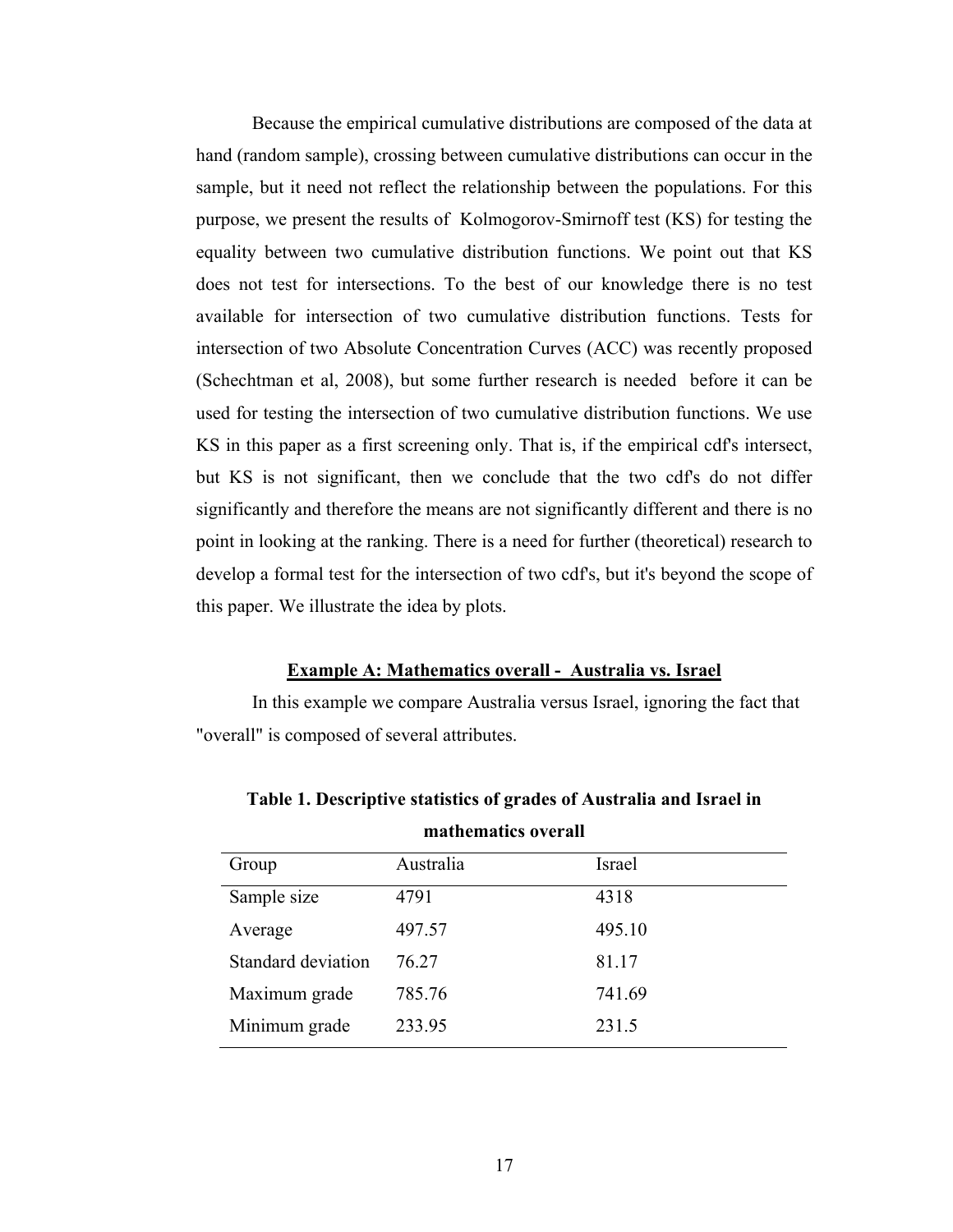Because the empirical cumulative distributions are composed of the data at hand (random sample), crossing between cumulative distributions can occur in the sample, but it need not reflect the relationship between the populations. For this purpose, we present the results of Kolmogorov-Smirnoff test (KS) for testing the equality between two cumulative distribution functions. We point out that KS does not test for intersections. To the best of our knowledge there is no test available for intersection of two cumulative distribution functions. Tests for intersection of two Absolute Concentration Curves (ACC) was recently proposed (Schechtman et al, 2008), but some further research is needed before it can be used for testing the intersection of two cumulative distribution functions. We use KS in this paper as a first screening only. That is, if the empirical cdf's intersect, but KS is not significant, then we conclude that the two cdf's do not differ significantly and therefore the means are not significantly different and there is no point in looking at the ranking. There is a need for further (theoretical) research to develop a formal test for the intersection of two cdf's, but it's beyond the scope of this paper. We illustrate the idea by plots.

**Example A: Mathematics overall - Australia vs. Israel**

In this example we compare Australia versus Israel, ignoring the fact that "overall" is composed of several attributes.

**Table 1. Descriptive statistics of grades of Australia and Israel in mathematics overall**

| Group | Australia | Israel |
|---|---|---|
| Sample size | 4791 | 4318 |
| Average | 497.57 | 495.10 |
| Standard deviation | 76.27 | 81.17 |
| Maximum grade | 785.76 | 741.69 |
| Minimum grade | 233.95 | 231.5 |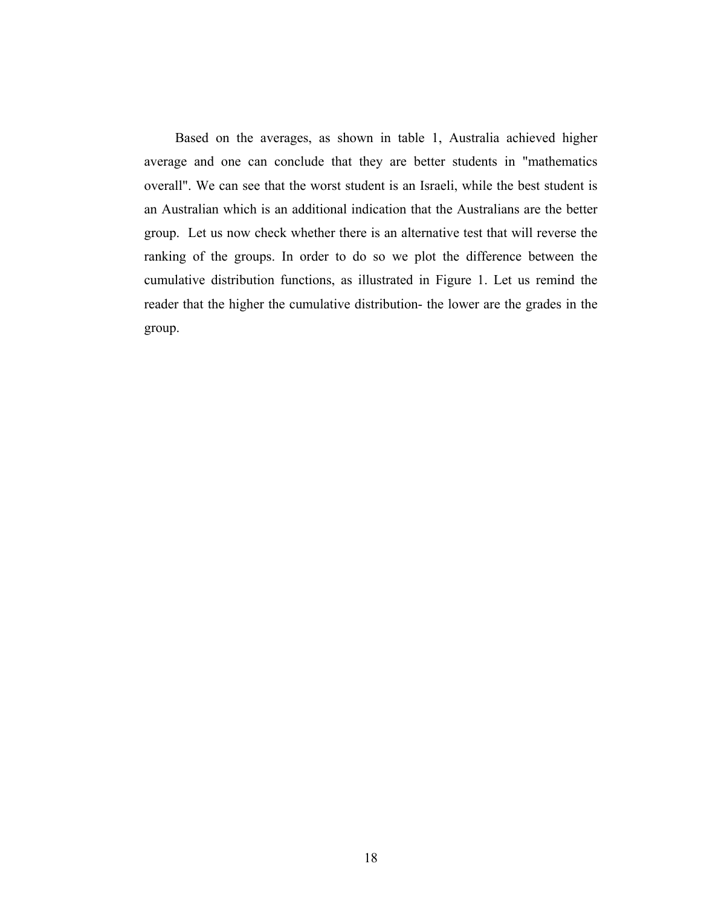Based on the averages, as shown in table 1, Australia achieved higher average and one can conclude that they are better students in "mathematics overall". We can see that the worst student is an Israeli, while the best student is an Australian which is an additional indication that the Australians are the better group. Let us now check whether there is an alternative test that will reverse the ranking of the groups. In order to do so we plot the difference between the cumulative distribution functions, as illustrated in Figure 1. Let us remind the reader that the higher the cumulative distribution- the lower are the grades in the group.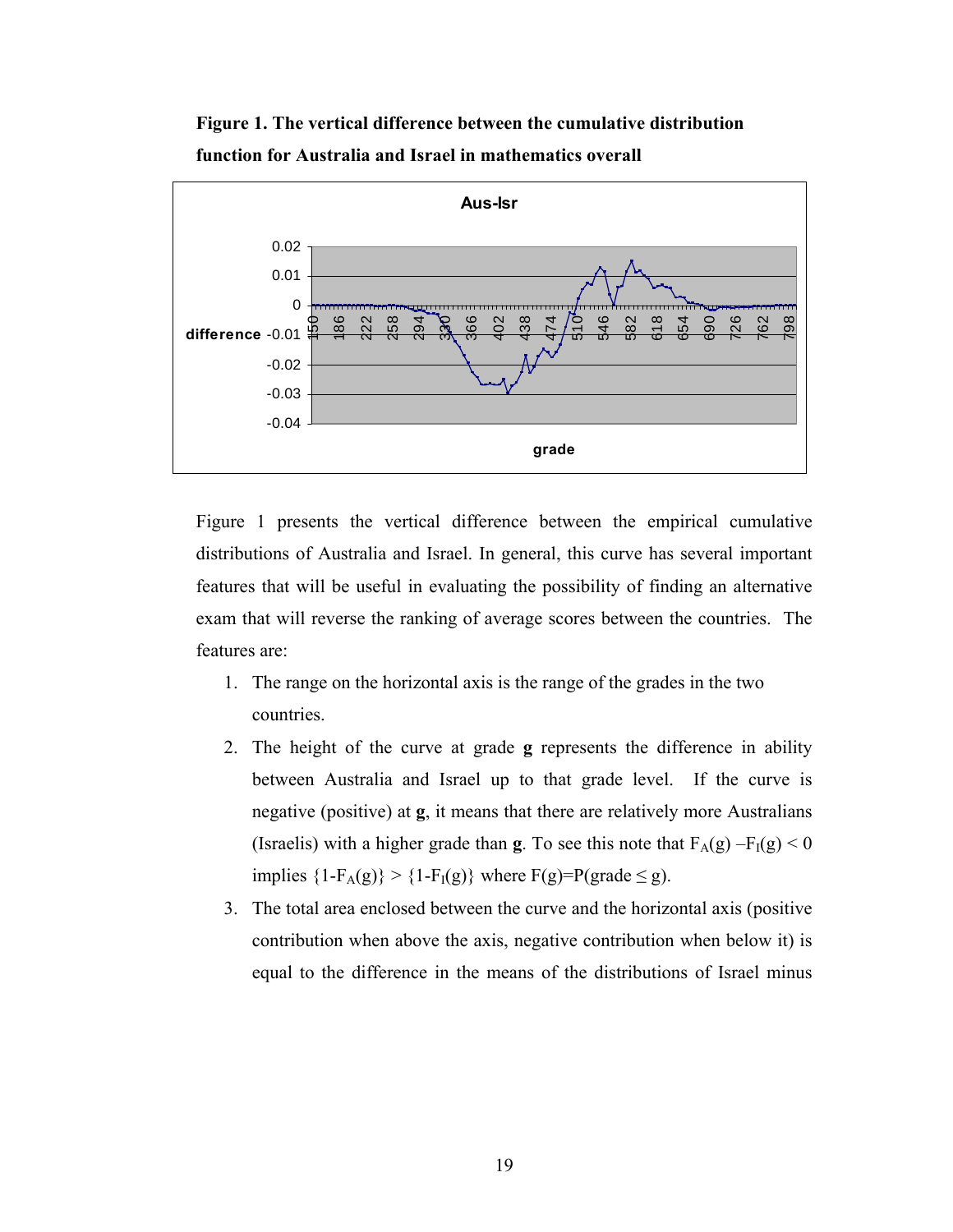**Figure 1. The vertical difference between the cumulative distribution function for Australia and Israel in mathematics overall**

Figure 1 presents the vertical difference between the empirical cumulative distributions of Australia and Israel. In general, this curve has several important features that will be useful in evaluating the possibility of finding an alternative exam that will reverse the ranking of average scores between the countries. The features are:

1. The range on the horizontal axis is the range of the grades in the two countries.
2. The height of the curve at grade **g** represents the difference in ability between Australia and Israel up to that grade level. If the curve is negative (positive) at **g**, it means that there are relatively more Australians (Israelis) with a higher grade than **g**. To see this note that $F_A(g) - F_I(g) < 0$ implies $\{1-F_A(g)\} > \{1-F_I(g)\}$ where $F(g)=P(\text{grade} \leq g)$.
3. The total area enclosed between the curve and the horizontal axis (positive contribution when above the axis, negative contribution when below it) is equal to the difference in the means of the distributions of Israel minus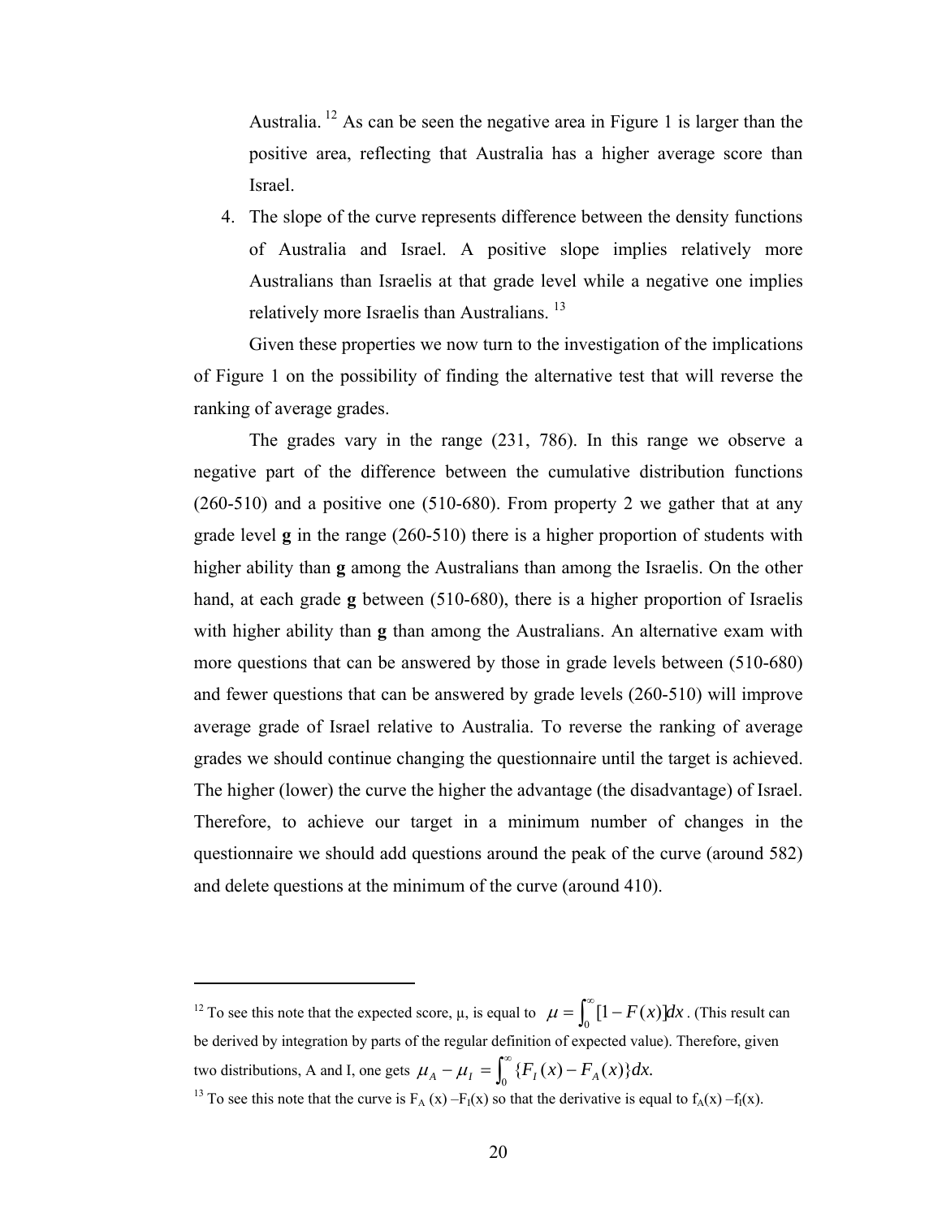Australia.[12] As can be seen the negative area in Figure 1 is larger than the positive area, reflecting that Australia has a higher average score than Israel.

4. The slope of the curve represents difference between the density functions of Australia and Israel. A positive slope implies relatively more Australians than Israelis at that grade level while a negative one implies relatively more Israelis than Australians.[13]

Given these properties we now turn to the investigation of the implications of Figure 1 on the possibility of finding the alternative test that will reverse the ranking of average grades.

The grades vary in the range (231, 786). In this range we observe a negative part of the difference between the cumulative distribution functions (260-510) and a positive one (510-680). From property 2 we gather that at any grade level **g** in the range (260-510) there is a higher proportion of students with higher ability than **g** among the Australians than among the Israelis. On the other hand, at each grade **g** between (510-680), there is a higher proportion of Israelis with higher ability than **g** than among the Australians. An alternative exam with more questions that can be answered by those in grade levels between (510-680) and fewer questions that can be answered by grade levels (260-510) will improve average grade of Israel relative to Australia. To reverse the ranking of average grades we should continue changing the questionnaire until the target is achieved. The higher (lower) the curve the higher the advantage (the disadvantage) of Israel. Therefore, to achieve our target in a minimum number of changes in the questionnaire we should add questions around the peak of the curve (around 582) and delete questions at the minimum of the curve (around 410).

---

[12] To see this note that the expected score, μ, is equal to $\mu = \int_0^\infty [1 - F(x)]dx$. (This result can be derived by integration by parts of the regular definition of expected value). Therefore, given two distributions, A and I, one gets $\mu_A - \mu_I = \int_0^\infty \{F_I(x) - F_A(x)\}dx.$

[13] To see this note that the curve is $F_A(x) - F_I(x)$ so that the derivative is equal to $f_A(x) - f_I(x)$.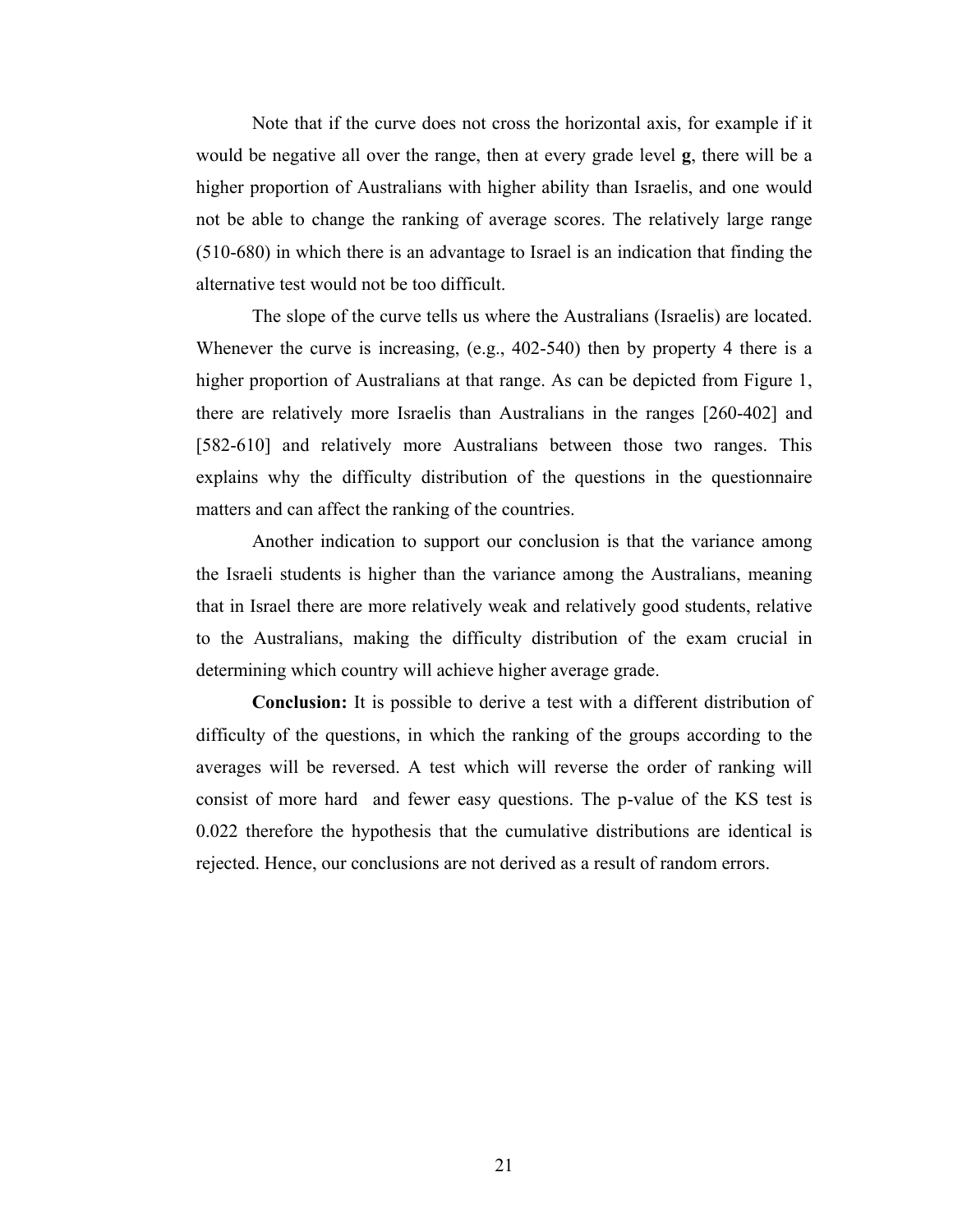Note that if the curve does not cross the horizontal axis, for example if it would be negative all over the range, then at every grade level **g**, there will be a higher proportion of Australians with higher ability than Israelis, and one would not be able to change the ranking of average scores. The relatively large range (510-680) in which there is an advantage to Israel is an indication that finding the alternative test would not be too difficult.

The slope of the curve tells us where the Australians (Israelis) are located. Whenever the curve is increasing, (e.g., 402-540) then by property 4 there is a higher proportion of Australians at that range. As can be depicted from Figure 1, there are relatively more Israelis than Australians in the ranges [260-402] and [582-610] and relatively more Australians between those two ranges. This explains why the difficulty distribution of the questions in the questionnaire matters and can affect the ranking of the countries.

Another indication to support our conclusion is that the variance among the Israeli students is higher than the variance among the Australians, meaning that in Israel there are more relatively weak and relatively good students, relative to the Australians, making the difficulty distribution of the exam crucial in determining which country will achieve higher average grade.

**Conclusion:** It is possible to derive a test with a different distribution of difficulty of the questions, in which the ranking of the groups according to the averages will be reversed. A test which will reverse the order of ranking will consist of more hard and fewer easy questions. The p-value of the KS test is 0.022 therefore the hypothesis that the cumulative distributions are identical is rejected. Hence, our conclusions are not derived as a result of random errors.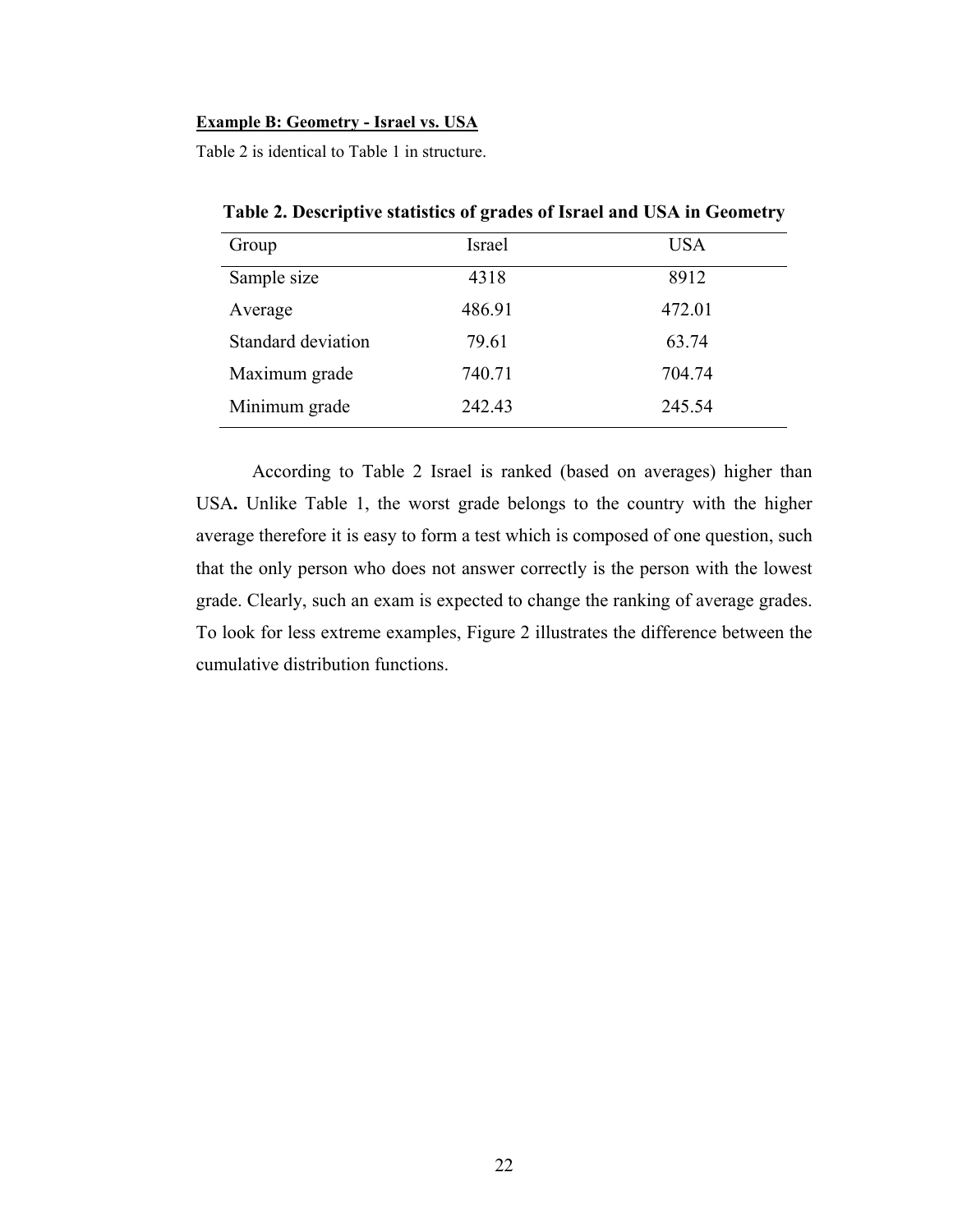**Example B: Geometry - Israel vs. USA**

Table 2 is identical to Table 1 in structure.

**Table 2. Descriptive statistics of grades of Israel and USA in Geometry**

| Group | Israel | USA |
|---|---|---|
| Sample size | 4318 | 8912 |
| Average | 486.91 | 472.01 |
| Standard deviation | 79.61 | 63.74 |
| Maximum grade | 740.71 | 704.74 |
| Minimum grade | 242.43 | 245.54 |

According to Table 2 Israel is ranked (based on averages) higher than USA**.** Unlike Table 1, the worst grade belongs to the country with the higher average therefore it is easy to form a test which is composed of one question, such that the only person who does not answer correctly is the person with the lowest grade. Clearly, such an exam is expected to change the ranking of average grades. To look for less extreme examples, Figure 2 illustrates the difference between the cumulative distribution functions.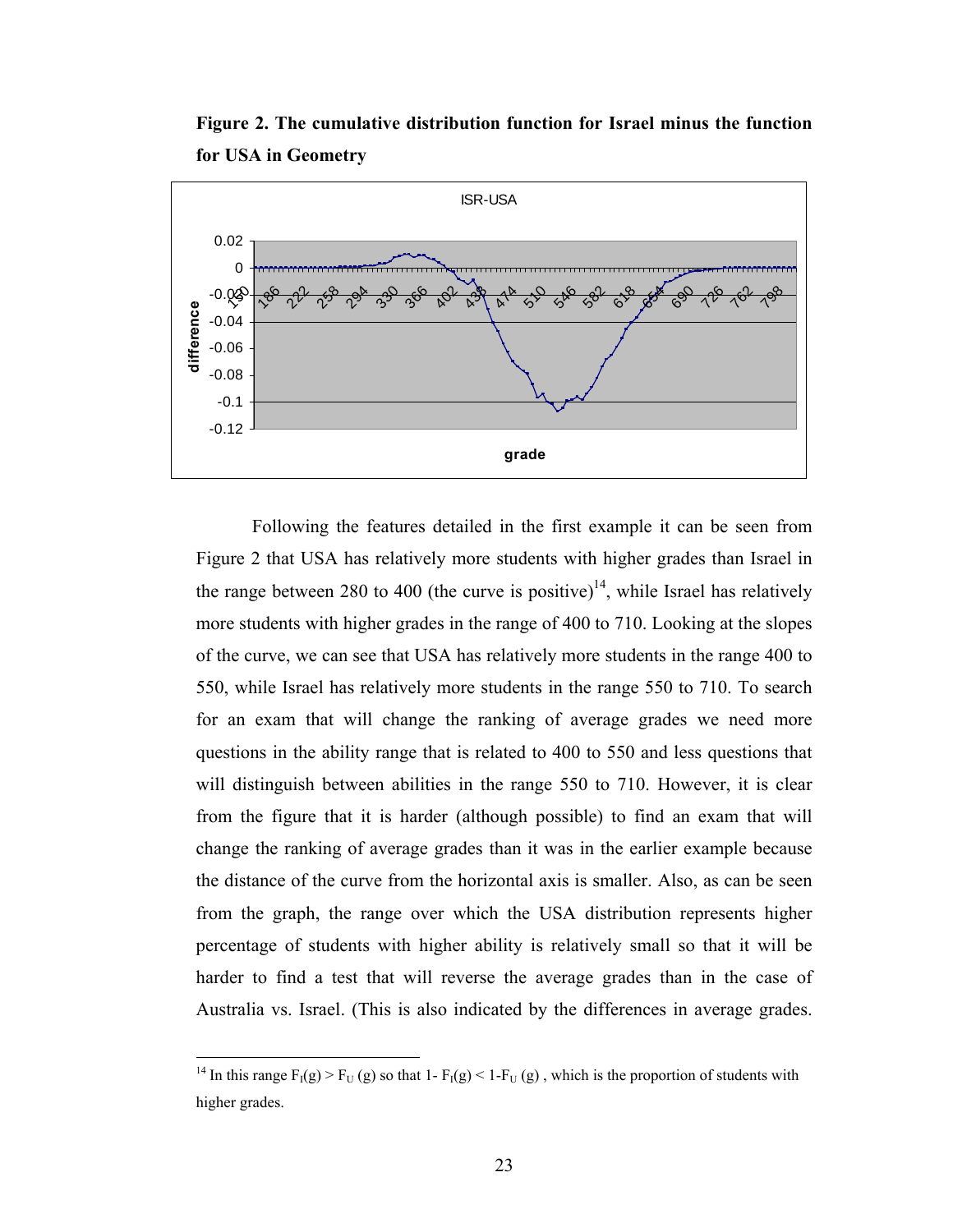**Figure 2. The cumulative distribution function for Israel minus the function for USA in Geometry**

Following the features detailed in the first example it can be seen from Figure 2 that USA has relatively more students with higher grades than Israel in the range between 280 to 400 (the curve is positive)[14], while Israel has relatively more students with higher grades in the range of 400 to 710. Looking at the slopes of the curve, we can see that USA has relatively more students in the range 400 to 550, while Israel has relatively more students in the range 550 to 710. To search for an exam that will change the ranking of average grades we need more questions in the ability range that is related to 400 to 550 and less questions that will distinguish between abilities in the range 550 to 710. However, it is clear from the figure that it is harder (although possible) to find an exam that will change the ranking of average grades than it was in the earlier example because the distance of the curve from the horizontal axis is smaller. Also, as can be seen from the graph, the range over which the USA distribution represents higher percentage of students with higher ability is relatively small so that it will be harder to find a test that will reverse the average grades than in the case of Australia vs. Israel. (This is also indicated by the differences in average grades.

[14] In this range $F_I(g) > F_U(g)$ so that $1 - F_I(g) < 1 - F_U(g)$ , which is the proportion of students with higher grades.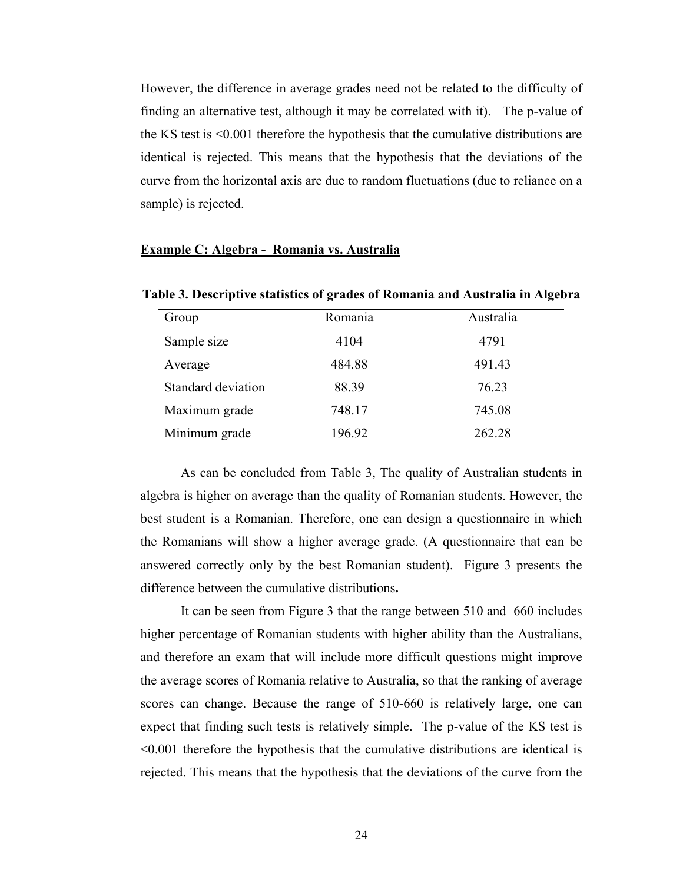However, the difference in average grades need not be related to the difficulty of finding an alternative test, although it may be correlated with it). The p-value of the KS test is <0.001 therefore the hypothesis that the cumulative distributions are identical is rejected. This means that the hypothesis that the deviations of the curve from the horizontal axis are due to random fluctuations (due to reliance on a sample) is rejected.

**<u>Example C: Algebra - Romania vs. Australia</u>**

**Table 3. Descriptive statistics of grades of Romania and Australia in Algebra**

| Group | Romania | Australia |
|---|---|---|
| Sample size | 4104 | 4791 |
| Average | 484.88 | 491.43 |
| Standard deviation | 88.39 | 76.23 |
| Maximum grade | 748.17 | 745.08 |
| Minimum grade | 196.92 | 262.28 |

As can be concluded from Table 3, The quality of Australian students in algebra is higher on average than the quality of Romanian students. However, the best student is a Romanian. Therefore, one can design a questionnaire in which the Romanians will show a higher average grade. (A questionnaire that can be answered correctly only by the best Romanian student). Figure 3 presents the difference between the cumulative distributions**.**

It can be seen from Figure 3 that the range between 510 and 660 includes higher percentage of Romanian students with higher ability than the Australians, and therefore an exam that will include more difficult questions might improve the average scores of Romania relative to Australia, so that the ranking of average scores can change. Because the range of 510-660 is relatively large, one can expect that finding such tests is relatively simple. The p-value of the KS test is <0.001 therefore the hypothesis that the cumulative distributions are identical is rejected. This means that the hypothesis that the deviations of the curve from the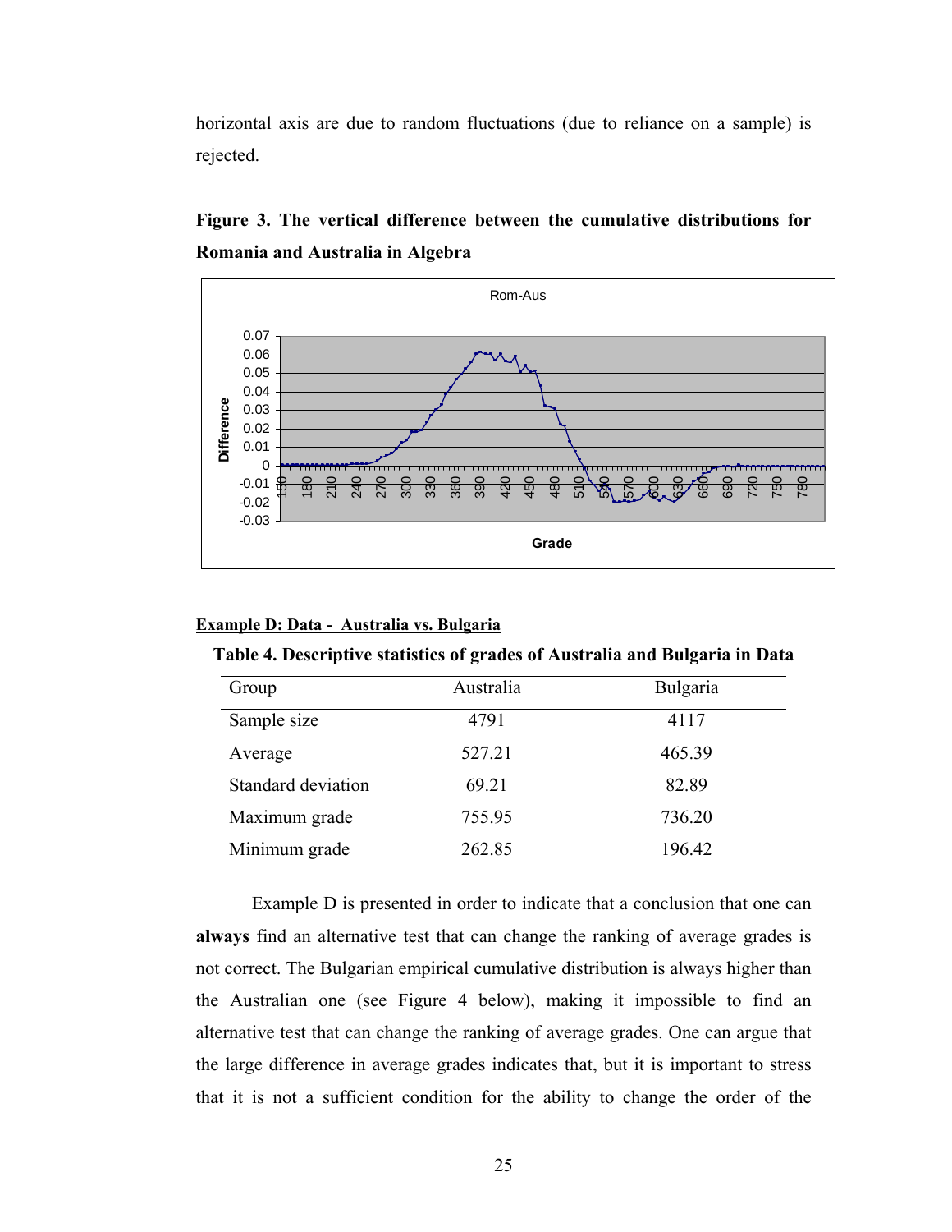horizontal axis are due to random fluctuations (due to reliance on a sample) is rejected.

**Figure 3. The vertical difference between the cumulative distributions for Romania and Australia in Algebra**

**Example D: Data - Australia vs. Bulgaria**

**Table 4. Descriptive statistics of grades of Australia and Bulgaria in Data**

| Group | Australia | Bulgaria |
|---|---|---|
| Sample size | 4791 | 4117 |
| Average | 527.21 | 465.39 |
| Standard deviation | 69.21 | 82.89 |
| Maximum grade | 755.95 | 736.20 |
| Minimum grade | 262.85 | 196.42 |

Example D is presented in order to indicate that a conclusion that one can **always** find an alternative test that can change the ranking of average grades is not correct. The Bulgarian empirical cumulative distribution is always higher than the Australian one (see Figure 4 below), making it impossible to find an alternative test that can change the ranking of average grades. One can argue that the large difference in average grades indicates that, but it is important to stress that it is not a sufficient condition for the ability to change the order of the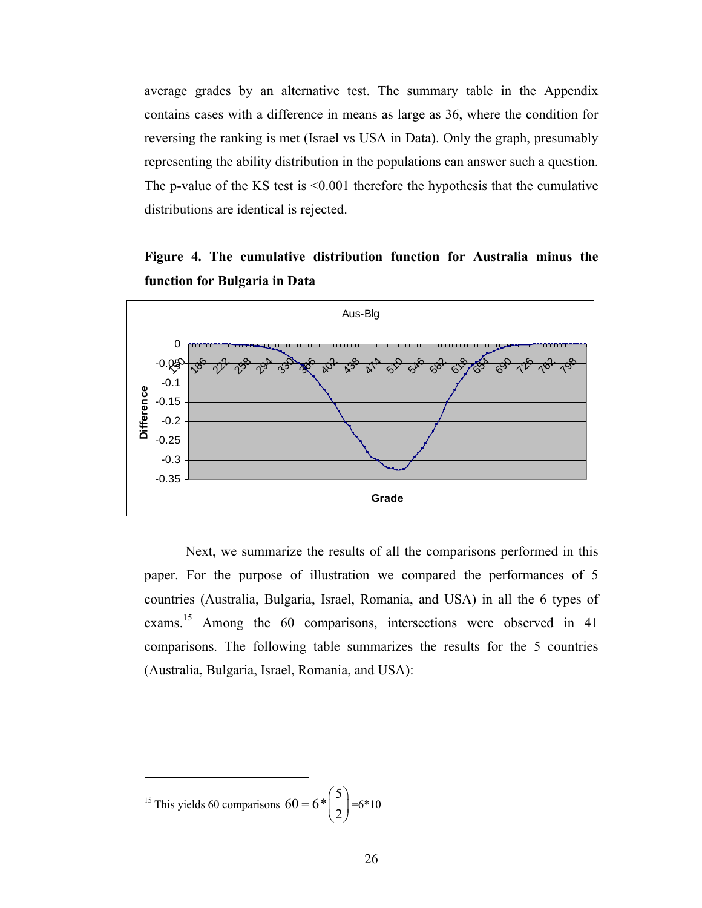average grades by an alternative test. The summary table in the Appendix contains cases with a difference in means as large as 36, where the condition for reversing the ranking is met (Israel vs USA in Data). Only the graph, presumably representing the ability distribution in the populations can answer such a question. The p-value of the KS test is <0.001 therefore the hypothesis that the cumulative distributions are identical is rejected.

**Figure 4. The cumulative distribution function for Australia minus the function for Bulgaria in Data**

Next, we summarize the results of all the comparisons performed in this paper. For the purpose of illustration we compared the performances of 5 countries (Australia, Bulgaria, Israel, Romania, and USA) in all the 6 types of exams.[15] Among the 60 comparisons, intersections were observed in 41 comparisons. The following table summarizes the results for the 5 countries (Australia, Bulgaria, Israel, Romania, and USA):

---

[15] This yields 60 comparisons $60 = 6 * \binom{5}{2}$ =6*10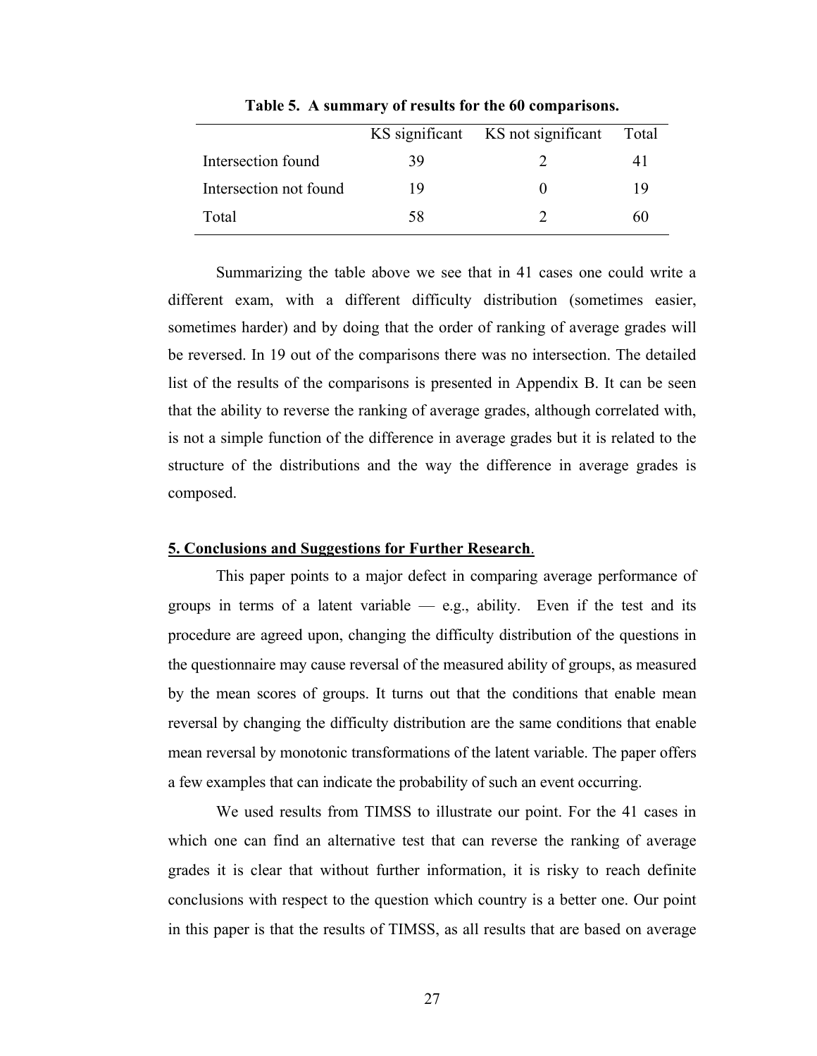**Table 5. A summary of results for the 60 comparisons.**

| | KS significant | KS not significant | Total |
|---|---|---|---|
| Intersection found | 39 | 2 | 41 |
| Intersection not found | 19 | 0 | 19 |
| Total | 58 | 2 | 60 |

Summarizing the table above we see that in 41 cases one could write a different exam, with a different difficulty distribution (sometimes easier, sometimes harder) and by doing that the order of ranking of average grades will be reversed. In 19 out of the comparisons there was no intersection. The detailed list of the results of the comparisons is presented in Appendix B. It can be seen that the ability to reverse the ranking of average grades, although correlated with, is not a simple function of the difference in average grades but it is related to the structure of the distributions and the way the difference in average grades is composed.

## 5. Conclusions and Suggestions for Further Research.

This paper points to a major defect in comparing average performance of groups in terms of a latent variable — e.g., ability. Even if the test and its procedure are agreed upon, changing the difficulty distribution of the questions in the questionnaire may cause reversal of the measured ability of groups, as measured by the mean scores of groups. It turns out that the conditions that enable mean reversal by changing the difficulty distribution are the same conditions that enable mean reversal by monotonic transformations of the latent variable. The paper offers a few examples that can indicate the probability of such an event occurring.

We used results from TIMSS to illustrate our point. For the 41 cases in which one can find an alternative test that can reverse the ranking of average grades it is clear that without further information, it is risky to reach definite conclusions with respect to the question which country is a better one. Our point in this paper is that the results of TIMSS, as all results that are based on average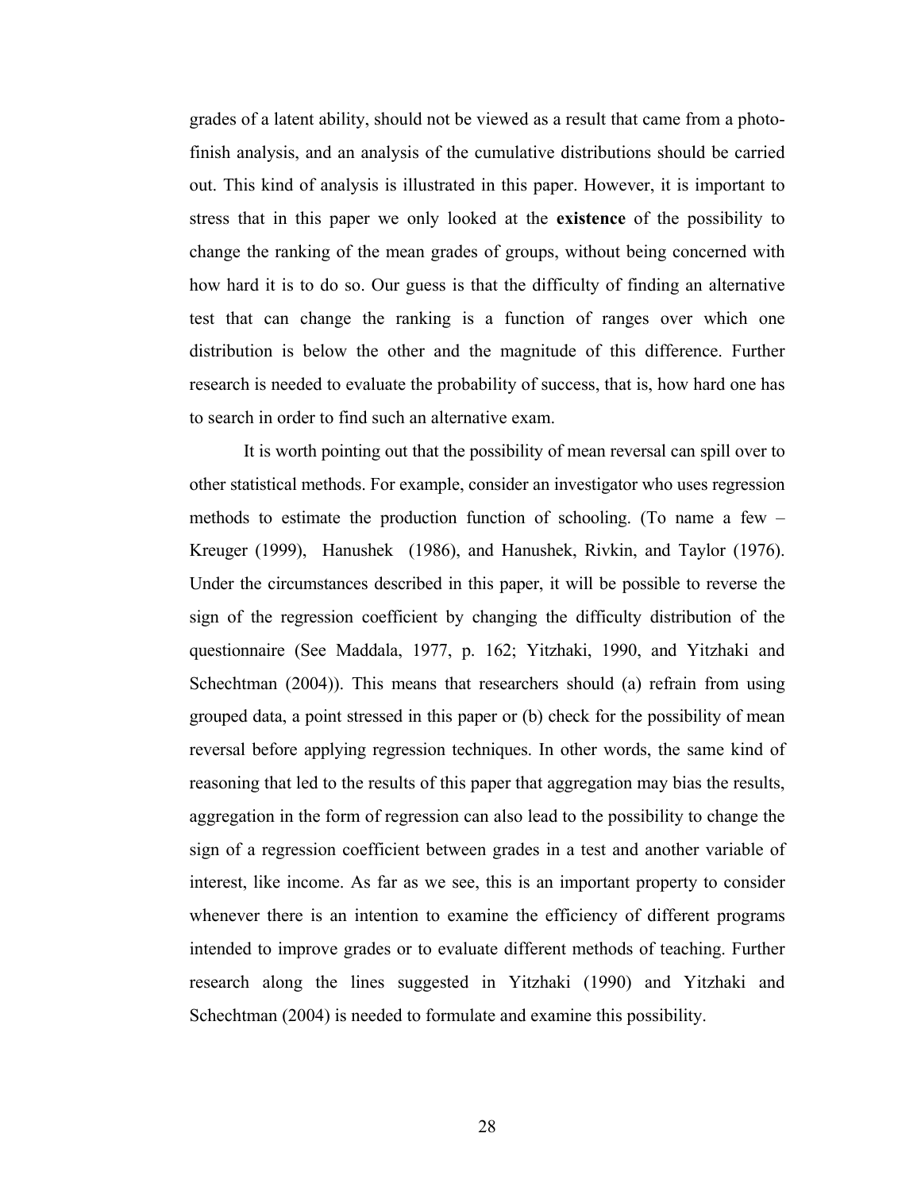grades of a latent ability, should not be viewed as a result that came from a photo-finish analysis, and an analysis of the cumulative distributions should be carried out. This kind of analysis is illustrated in this paper. However, it is important to stress that in this paper we only looked at the **existence** of the possibility to change the ranking of the mean grades of groups, without being concerned with how hard it is to do so. Our guess is that the difficulty of finding an alternative test that can change the ranking is a function of ranges over which one distribution is below the other and the magnitude of this difference. Further research is needed to evaluate the probability of success, that is, how hard one has to search in order to find such an alternative exam.

It is worth pointing out that the possibility of mean reversal can spill over to other statistical methods. For example, consider an investigator who uses regression methods to estimate the production function of schooling. (To name a few – Kreuger (1999), Hanushek (1986), and Hanushek, Rivkin, and Taylor (1976). Under the circumstances described in this paper, it will be possible to reverse the sign of the regression coefficient by changing the difficulty distribution of the questionnaire (See Maddala, 1977, p. 162; Yitzhaki, 1990, and Yitzhaki and Schechtman (2004)). This means that researchers should (a) refrain from using grouped data, a point stressed in this paper or (b) check for the possibility of mean reversal before applying regression techniques. In other words, the same kind of reasoning that led to the results of this paper that aggregation may bias the results, aggregation in the form of regression can also lead to the possibility to change the sign of a regression coefficient between grades in a test and another variable of interest, like income. As far as we see, this is an important property to consider whenever there is an intention to examine the efficiency of different programs intended to improve grades or to evaluate different methods of teaching. Further research along the lines suggested in Yitzhaki (1990) and Yitzhaki and Schechtman (2004) is needed to formulate and examine this possibility.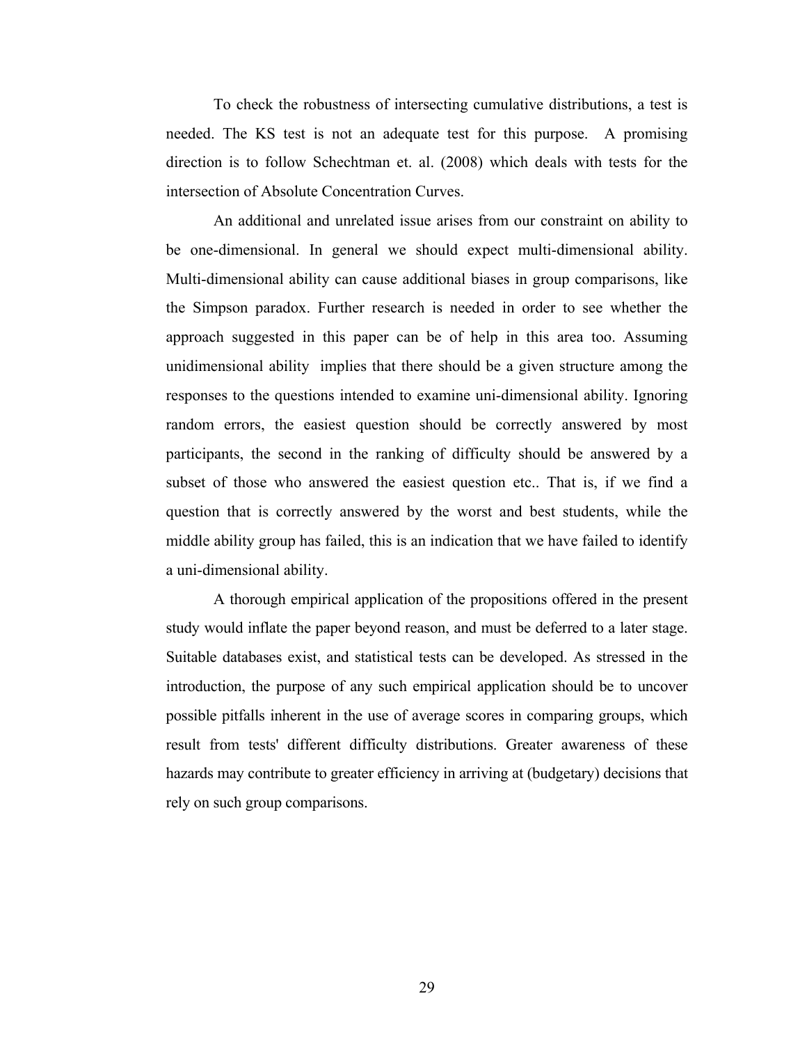To check the robustness of intersecting cumulative distributions, a test is needed. The KS test is not an adequate test for this purpose. A promising direction is to follow Schechtman et. al. (2008) which deals with tests for the intersection of Absolute Concentration Curves.

An additional and unrelated issue arises from our constraint on ability to be one-dimensional. In general we should expect multi-dimensional ability. Multi-dimensional ability can cause additional biases in group comparisons, like the Simpson paradox. Further research is needed in order to see whether the approach suggested in this paper can be of help in this area too. Assuming unidimensional ability implies that there should be a given structure among the responses to the questions intended to examine uni-dimensional ability. Ignoring random errors, the easiest question should be correctly answered by most participants, the second in the ranking of difficulty should be answered by a subset of those who answered the easiest question etc.. That is, if we find a question that is correctly answered by the worst and best students, while the middle ability group has failed, this is an indication that we have failed to identify a uni-dimensional ability.

A thorough empirical application of the propositions offered in the present study would inflate the paper beyond reason, and must be deferred to a later stage. Suitable databases exist, and statistical tests can be developed. As stressed in the introduction, the purpose of any such empirical application should be to uncover possible pitfalls inherent in the use of average scores in comparing groups, which result from tests' different difficulty distributions. Greater awareness of these hazards may contribute to greater efficiency in arriving at (budgetary) decisions that rely on such group comparisons.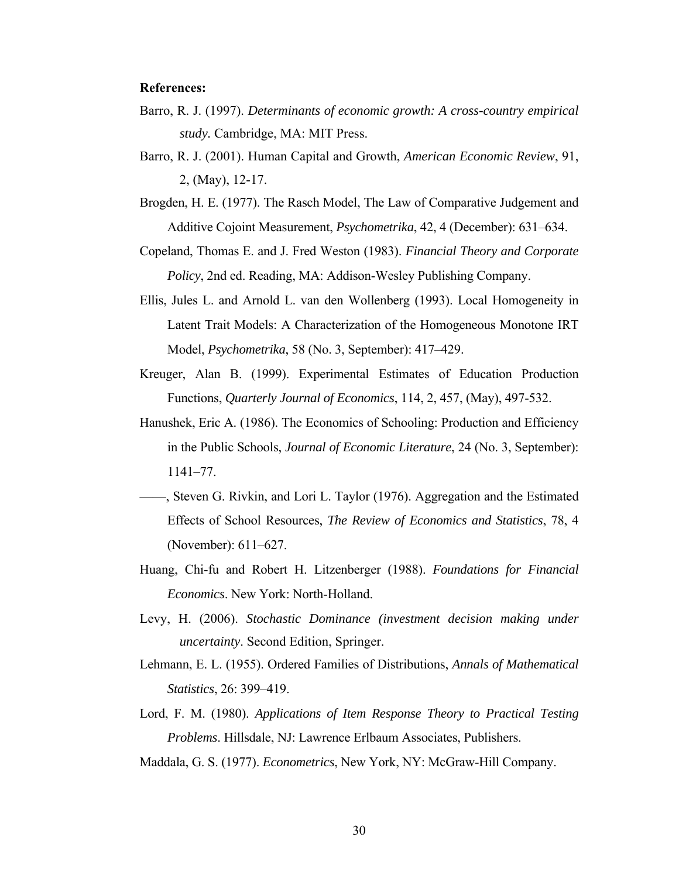**References:**

Barro, R. J. (1997). *Determinants of economic growth: A cross-country empirical study.* Cambridge, MA: MIT Press.

Barro, R. J. (2001). Human Capital and Growth, *American Economic Review*, 91, 2, (May), 12-17.

Brogden, H. E. (1977). The Rasch Model, The Law of Comparative Judgement and Additive Cojoint Measurement, *Psychometrika*, 42, 4 (December): 631–634.

Copeland, Thomas E. and J. Fred Weston (1983). *Financial Theory and Corporate Policy*, 2nd ed. Reading, MA: Addison-Wesley Publishing Company.

Ellis, Jules L. and Arnold L. van den Wollenberg (1993). Local Homogeneity in Latent Trait Models: A Characterization of the Homogeneous Monotone IRT Model, *Psychometrika*, 58 (No. 3, September): 417–429.

Kreuger, Alan B. (1999). Experimental Estimates of Education Production Functions, *Quarterly Journal of Economics*, 114, 2, 457, (May), 497-532.

Hanushek, Eric A. (1986). The Economics of Schooling: Production and Efficiency in the Public Schools, *Journal of Economic Literature*, 24 (No. 3, September): 1141–77.

——, Steven G. Rivkin, and Lori L. Taylor (1976). Aggregation and the Estimated Effects of School Resources, *The Review of Economics and Statistics*, 78, 4 (November): 611–627.

Huang, Chi-fu and Robert H. Litzenberger (1988). *Foundations for Financial Economics*. New York: North-Holland.

Levy, H. (2006). *Stochastic Dominance (investment decision making under uncertainty*. Second Edition, Springer.

Lehmann, E. L. (1955). Ordered Families of Distributions, *Annals of Mathematical Statistics*, 26: 399–419.

Lord, F. M. (1980). *Applications of Item Response Theory to Practical Testing Problems*. Hillsdale, NJ: Lawrence Erlbaum Associates, Publishers.

Maddala, G. S. (1977). *Econometrics*, New York, NY: McGraw-Hill Company.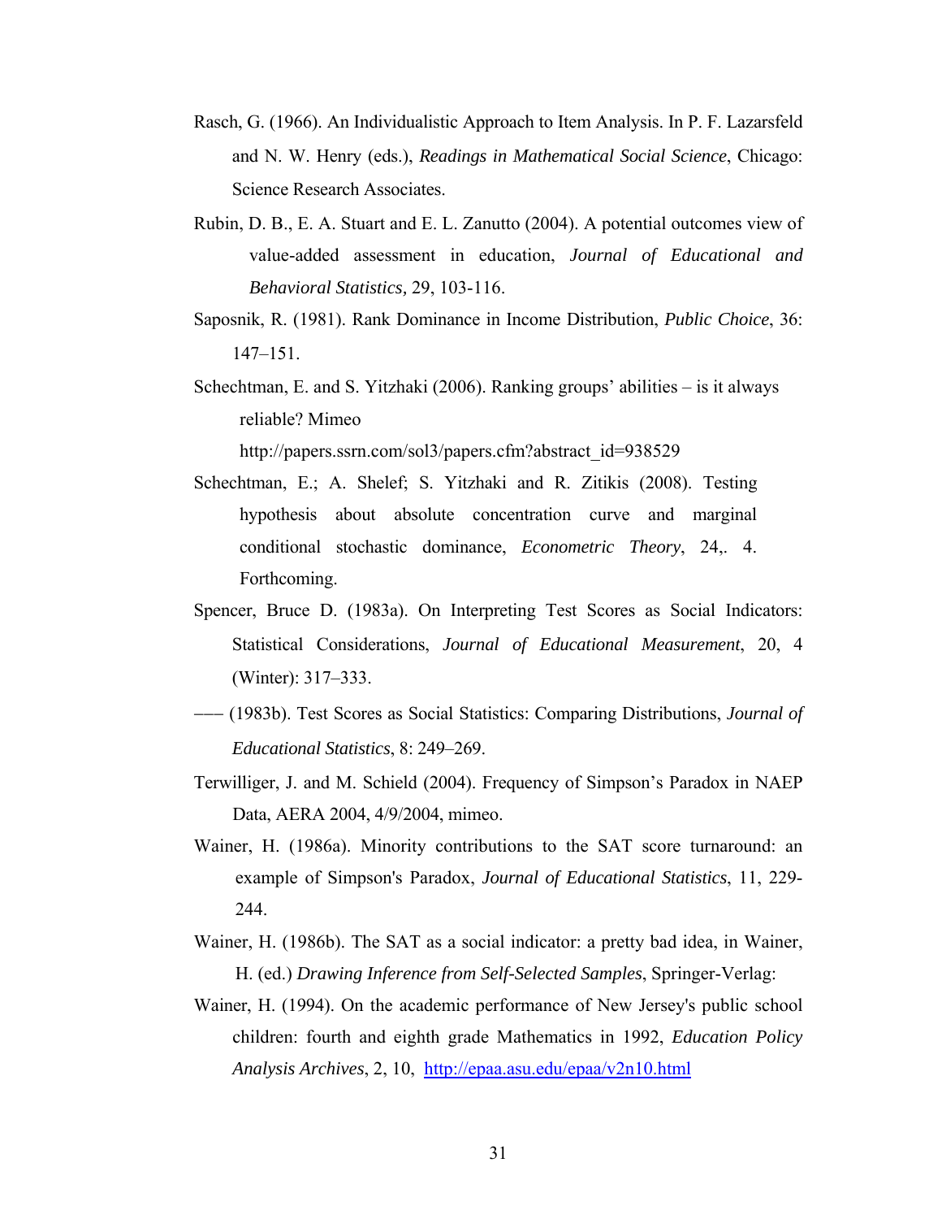Rasch, G. (1966). An Individualistic Approach to Item Analysis. In P. F. Lazarsfeld and N. W. Henry (eds.), *Readings in Mathematical Social Science*, Chicago: Science Research Associates.

Rubin, D. B., E. A. Stuart and E. L. Zanutto (2004). A potential outcomes view of value-added assessment in education, *Journal of Educational and Behavioral Statistics,* 29, 103-116.

Saposnik, R. (1981). Rank Dominance in Income Distribution, *Public Choice*, 36: 147–151.

Schechtman, E. and S. Yitzhaki (2006). Ranking groups' abilities – is it always reliable? Mimeo http://papers.ssrn.com/sol3/papers.cfm?abstract_id=938529

Schechtman, E.; A. Shelef; S. Yitzhaki and R. Zitikis (2008). Testing hypothesis about absolute concentration curve and marginal conditional stochastic dominance, *Econometric Theory*, 24,. 4. Forthcoming.

Spencer, Bruce D. (1983a). On Interpreting Test Scores as Social Indicators: Statistical Considerations, *Journal of Educational Measurement*, 20, 4 (Winter): 317–333.

––– (1983b). Test Scores as Social Statistics: Comparing Distributions, *Journal of Educational Statistics*, 8: 249–269.

Terwilliger, J. and M. Schield (2004). Frequency of Simpson's Paradox in NAEP Data, AERA 2004, 4/9/2004, mimeo.

Wainer, H. (1986a). Minority contributions to the SAT score turnaround: an example of Simpson's Paradox, *Journal of Educational Statistics*, 11, 229-244.

Wainer, H. (1986b). The SAT as a social indicator: a pretty bad idea, in Wainer, H. (ed.) *Drawing Inference from Self-Selected Samples*, Springer-Verlag:

Wainer, H. (1994). On the academic performance of New Jersey's public school children: fourth and eighth grade Mathematics in 1992, *Education Policy Analysis Archives*, 2, 10, http://epaa.asu.edu/epaa/v2n10.html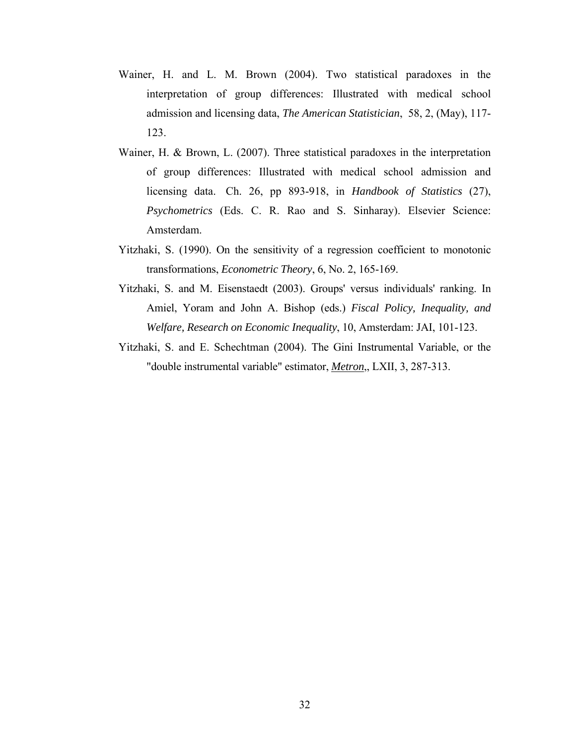Wainer, H. and L. M. Brown (2004). Two statistical paradoxes in the interpretation of group differences: Illustrated with medical school admission and licensing data, *The American Statistician*, 58, 2, (May), 117-123.

Wainer, H. & Brown, L. (2007). Three statistical paradoxes in the interpretation of group differences: Illustrated with medical school admission and licensing data. Ch. 26, pp 893-918, in *Handbook of Statistics* (27), *Psychometrics* (Eds. C. R. Rao and S. Sinharay). Elsevier Science: Amsterdam.

Yitzhaki, S. (1990). On the sensitivity of a regression coefficient to monotonic transformations, *Econometric Theory*, 6, No. 2, 165-169.

Yitzhaki, S. and M. Eisenstaedt (2003). Groups' versus individuals' ranking. In Amiel, Yoram and John A. Bishop (eds.) *Fiscal Policy, Inequality, and Welfare, Research on Economic Inequality*, 10, Amsterdam: JAI, 101-123.

Yitzhaki, S. and E. Schechtman (2004). The Gini Instrumental Variable, or the "double instrumental variable" estimator, *Metron*,, LXII, 3, 287-313.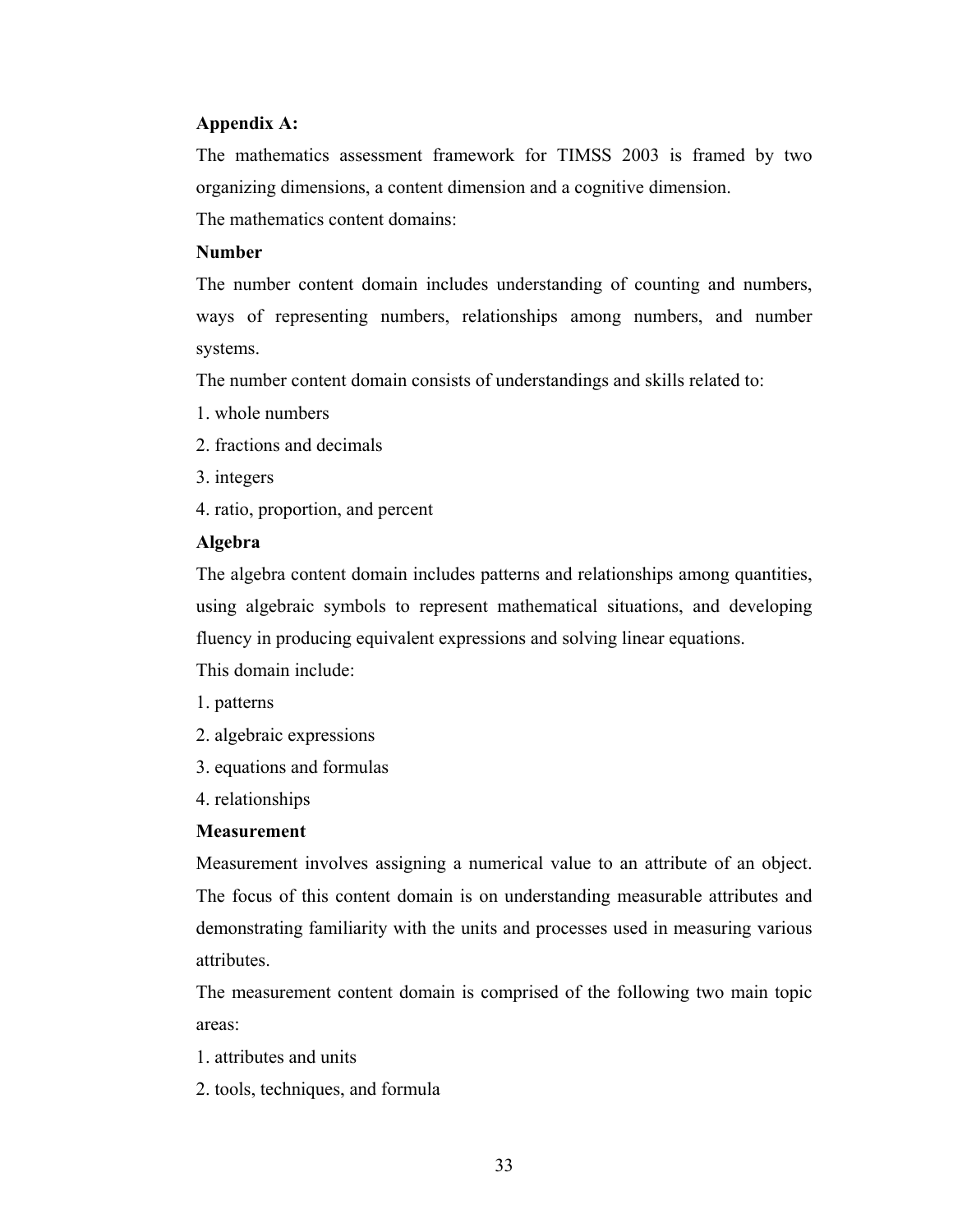**Appendix A:**

The mathematics assessment framework for TIMSS 2003 is framed by two organizing dimensions, a content dimension and a cognitive dimension.

The mathematics content domains:

**Number**

The number content domain includes understanding of counting and numbers, ways of representing numbers, relationships among numbers, and number systems.

The number content domain consists of understandings and skills related to:

1. whole numbers
2. fractions and decimals
3. integers
4. ratio, proportion, and percent

**Algebra**

The algebra content domain includes patterns and relationships among quantities, using algebraic symbols to represent mathematical situations, and developing fluency in producing equivalent expressions and solving linear equations.

This domain include:

1. patterns
2. algebraic expressions
3. equations and formulas
4. relationships

**Measurement**

Measurement involves assigning a numerical value to an attribute of an object. The focus of this content domain is on understanding measurable attributes and demonstrating familiarity with the units and processes used in measuring various attributes.

The measurement content domain is comprised of the following two main topic areas:

1. attributes and units
2. tools, techniques, and formula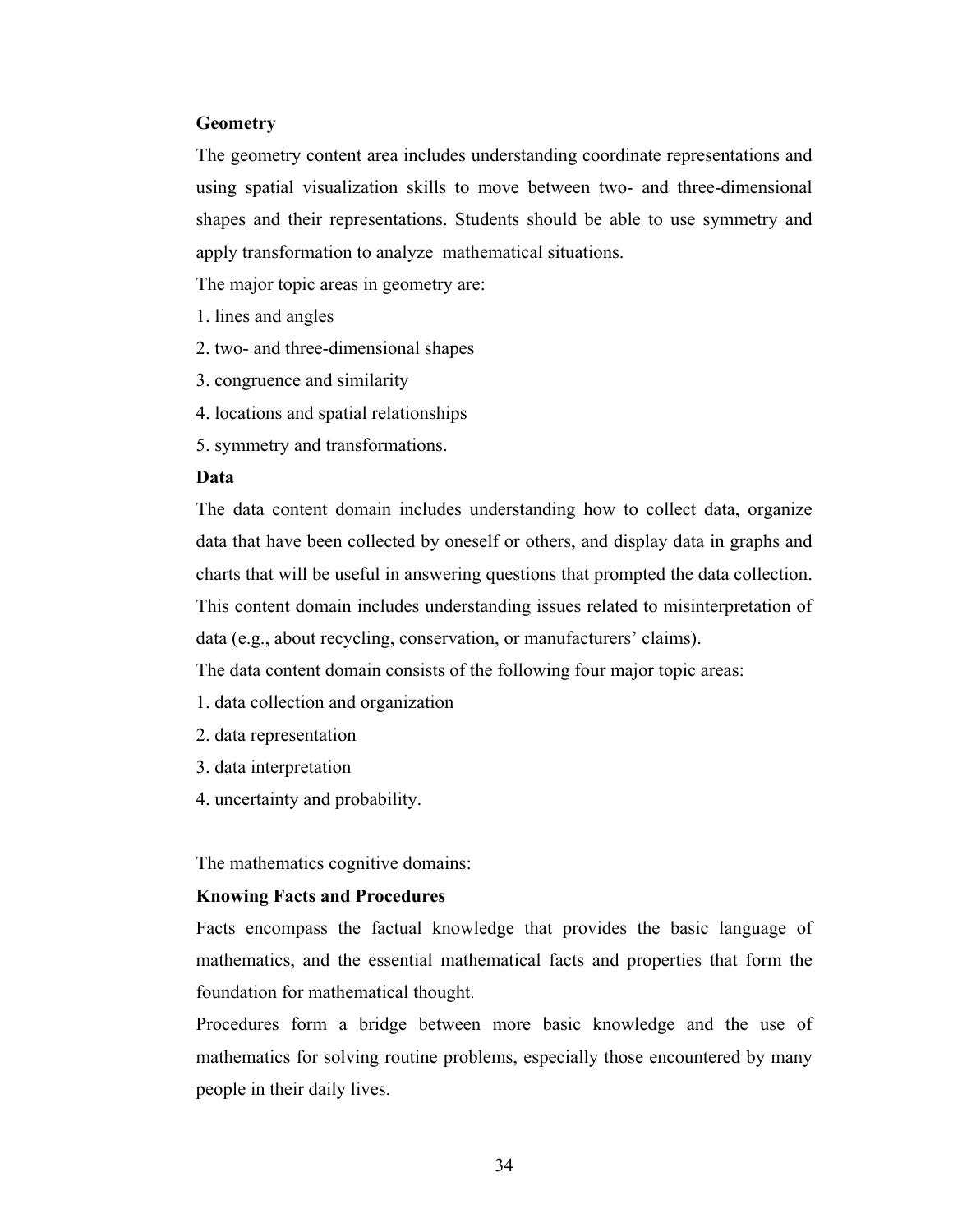**Geometry**

The geometry content area includes understanding coordinate representations and using spatial visualization skills to move between two- and three-dimensional shapes and their representations. Students should be able to use symmetry and apply transformation to analyze mathematical situations.

The major topic areas in geometry are:

1. lines and angles
2. two- and three-dimensional shapes
3. congruence and similarity
4. locations and spatial relationships
5. symmetry and transformations.

**Data**

The data content domain includes understanding how to collect data, organize data that have been collected by oneself or others, and display data in graphs and charts that will be useful in answering questions that prompted the data collection. This content domain includes understanding issues related to misinterpretation of data (e.g., about recycling, conservation, or manufacturers' claims).

The data content domain consists of the following four major topic areas:

1. data collection and organization
2. data representation
3. data interpretation
4. uncertainty and probability.

The mathematics cognitive domains:

**Knowing Facts and Procedures**

Facts encompass the factual knowledge that provides the basic language of mathematics, and the essential mathematical facts and properties that form the foundation for mathematical thought.

Procedures form a bridge between more basic knowledge and the use of mathematics for solving routine problems, especially those encountered by many people in their daily lives.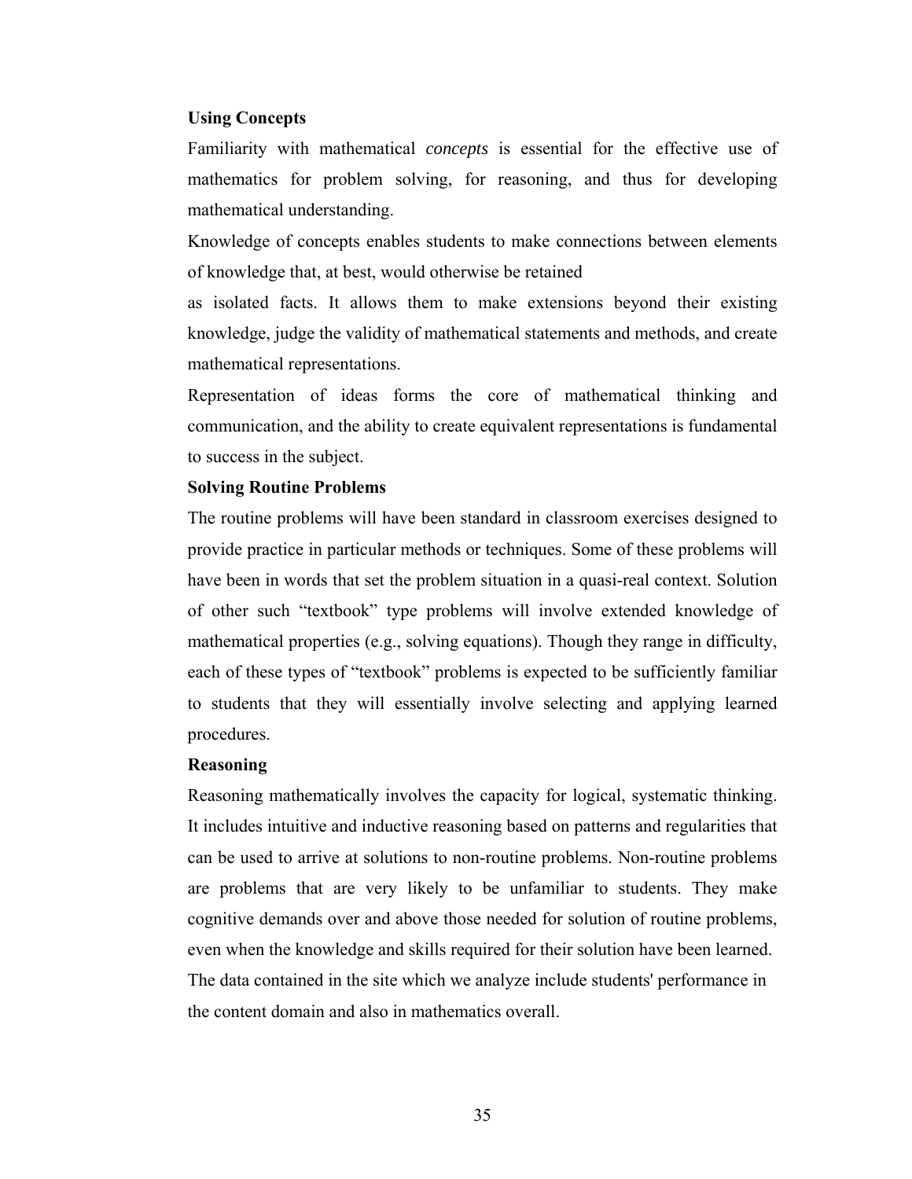**Using Concepts**

Familiarity with mathematical *concepts* is essential for the effective use of mathematics for problem solving, for reasoning, and thus for developing mathematical understanding.

Knowledge of concepts enables students to make connections between elements of knowledge that, at best, would otherwise be retained as isolated facts. It allows them to make extensions beyond their existing knowledge, judge the validity of mathematical statements and methods, and create mathematical representations.

Representation of ideas forms the core of mathematical thinking and communication, and the ability to create equivalent representations is fundamental to success in the subject.

**Solving Routine Problems**

The routine problems will have been standard in classroom exercises designed to provide practice in particular methods or techniques. Some of these problems will have been in words that set the problem situation in a quasi-real context. Solution of other such "textbook" type problems will involve extended knowledge of mathematical properties (e.g., solving equations). Though they range in difficulty, each of these types of "textbook" problems is expected to be sufficiently familiar to students that they will essentially involve selecting and applying learned procedures.

**Reasoning**

Reasoning mathematically involves the capacity for logical, systematic thinking. It includes intuitive and inductive reasoning based on patterns and regularities that can be used to arrive at solutions to non-routine problems. Non-routine problems are problems that are very likely to be unfamiliar to students. They make cognitive demands over and above those needed for solution of routine problems, even when the knowledge and skills required for their solution have been learned.

The data contained in the site which we analyze include students' performance in the content domain and also in mathematics overall.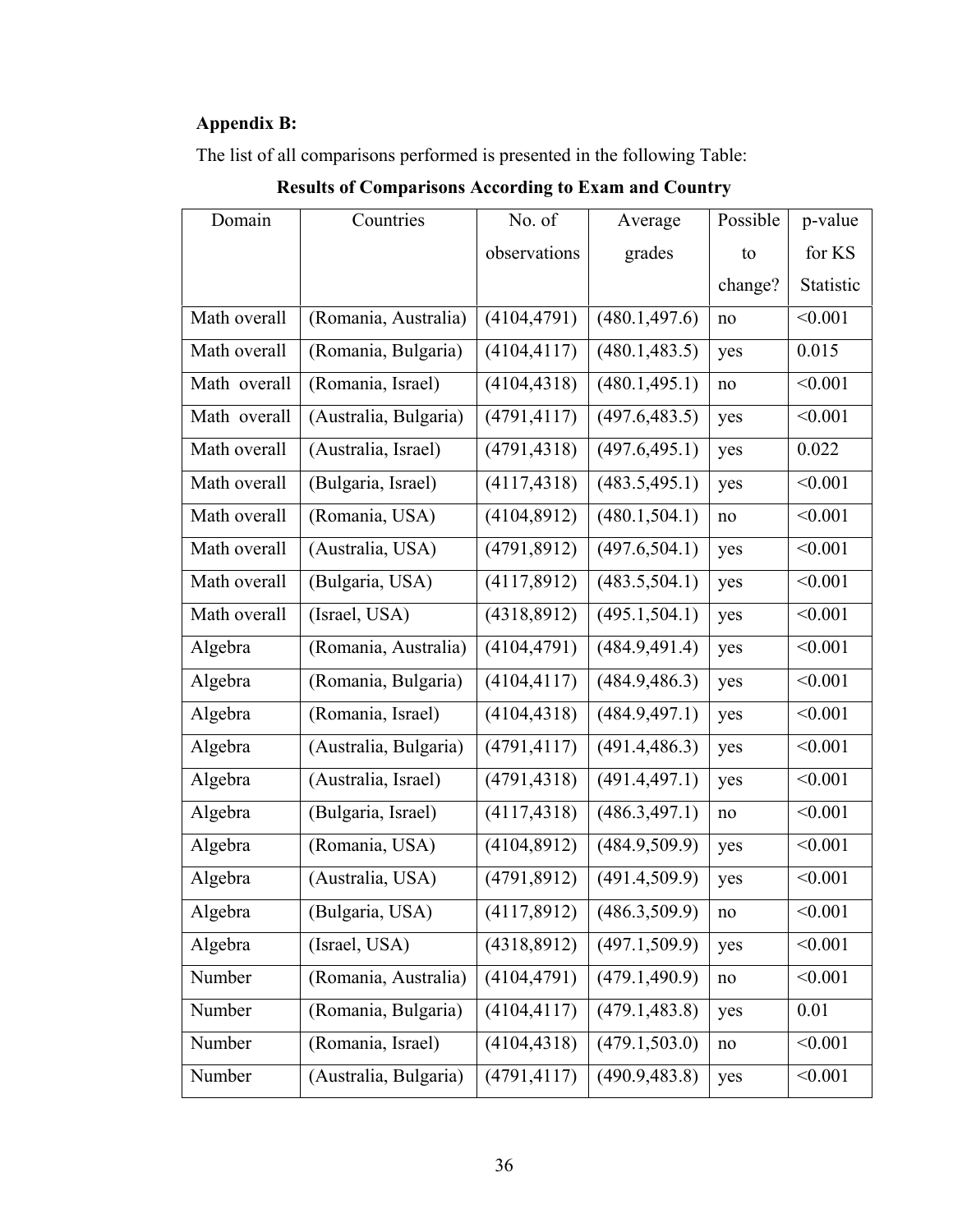**Appendix B:**

The list of all comparisons performed is presented in the following Table:

**Results of Comparisons According to Exam and Country**

| Domain | Countries | No. of observations | Average grades | Possible to change? | p-value for KS Statistic |
|---|---|---|---|---|---|
| Math overall | (Romania, Australia) | (4104,4791) | (480.1,497.6) | no | <0.001 |
| Math overall | (Romania, Bulgaria) | (4104,4117) | (480.1,483.5) | yes | 0.015 |
| Math overall | (Romania, Israel) | (4104,4318) | (480.1,495.1) | no | <0.001 |
| Math overall | (Australia, Bulgaria) | (4791,4117) | (497.6,483.5) | yes | <0.001 |
| Math overall | (Australia, Israel) | (4791,4318) | (497.6,495.1) | yes | 0.022 |
| Math overall | (Bulgaria, Israel) | (4117,4318) | (483.5,495.1) | yes | <0.001 |
| Math overall | (Romania, USA) | (4104,8912) | (480.1,504.1) | no | <0.001 |
| Math overall | (Australia, USA) | (4791,8912) | (497.6,504.1) | yes | <0.001 |
| Math overall | (Bulgaria, USA) | (4117,8912) | (483.5,504.1) | yes | <0.001 |
| Math overall | (Israel, USA) | (4318,8912) | (495.1,504.1) | yes | <0.001 |
| Algebra | (Romania, Australia) | (4104,4791) | (484.9,491.4) | yes | <0.001 |
| Algebra | (Romania, Bulgaria) | (4104,4117) | (484.9,486.3) | yes | <0.001 |
| Algebra | (Romania, Israel) | (4104,4318) | (484.9,497.1) | yes | <0.001 |
| Algebra | (Australia, Bulgaria) | (4791,4117) | (491.4,486.3) | yes | <0.001 |
| Algebra | (Australia, Israel) | (4791,4318) | (491.4,497.1) | yes | <0.001 |
| Algebra | (Bulgaria, Israel) | (4117,4318) | (486.3,497.1) | no | <0.001 |
| Algebra | (Romania, USA) | (4104,8912) | (484.9,509.9) | yes | <0.001 |
| Algebra | (Australia, USA) | (4791,8912) | (491.4,509.9) | yes | <0.001 |
| Algebra | (Bulgaria, USA) | (4117,8912) | (486.3,509.9) | no | <0.001 |
| Algebra | (Israel, USA) | (4318,8912) | (497.1,509.9) | yes | <0.001 |
| Number | (Romania, Australia) | (4104,4791) | (479.1,490.9) | no | <0.001 |
| Number | (Romania, Bulgaria) | (4104,4117) | (479.1,483.8) | yes | 0.01 |
| Number | (Romania, Israel) | (4104,4318) | (479.1,503.0) | no | <0.001 |
| Number | (Australia, Bulgaria) | (4791,4117) | (490.9,483.8) | yes | <0.001 |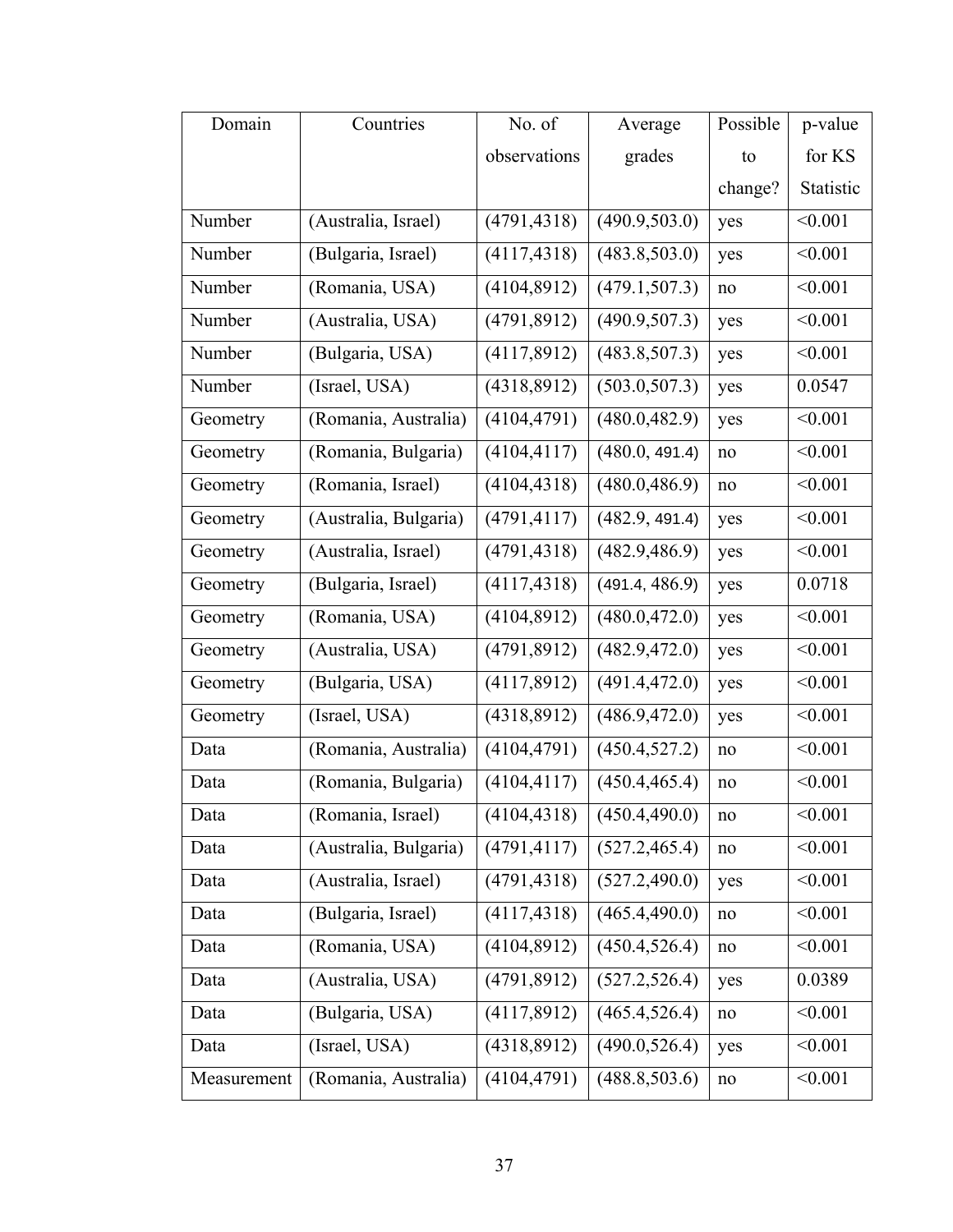| Domain | Countries | No. of observations | Average grades | Possible to change? | p-value for KS Statistic |
|---|---|---|---|---|---|
| Number | (Australia, Israel) | (4791,4318) | (490.9,503.0) | yes | <0.001 |
| Number | (Bulgaria, Israel) | (4117,4318) | (483.8,503.0) | yes | <0.001 |
| Number | (Romania, USA) | (4104,8912) | (479.1,507.3) | no | <0.001 |
| Number | (Australia, USA) | (4791,8912) | (490.9,507.3) | yes | <0.001 |
| Number | (Bulgaria, USA) | (4117,8912) | (483.8,507.3) | yes | <0.001 |
| Number | (Israel, USA) | (4318,8912) | (503.0,507.3) | yes | 0.0547 |
| Geometry | (Romania, Australia) | (4104,4791) | (480.0,482.9) | yes | <0.001 |
| Geometry | (Romania, Bulgaria) | (4104,4117) | (480.0, 491.4) | no | <0.001 |
| Geometry | (Romania, Israel) | (4104,4318) | (480.0,486.9) | no | <0.001 |
| Geometry | (Australia, Bulgaria) | (4791,4117) | (482.9, 491.4) | yes | <0.001 |
| Geometry | (Australia, Israel) | (4791,4318) | (482.9,486.9) | yes | <0.001 |
| Geometry | (Bulgaria, Israel) | (4117,4318) | (491.4, 486.9) | yes | 0.0718 |
| Geometry | (Romania, USA) | (4104,8912) | (480.0,472.0) | yes | <0.001 |
| Geometry | (Australia, USA) | (4791,8912) | (482.9,472.0) | yes | <0.001 |
| Geometry | (Bulgaria, USA) | (4117,8912) | (491.4,472.0) | yes | <0.001 |
| Geometry | (Israel, USA) | (4318,8912) | (486.9,472.0) | yes | <0.001 |
| Data | (Romania, Australia) | (4104,4791) | (450.4,527.2) | no | <0.001 |
| Data | (Romania, Bulgaria) | (4104,4117) | (450.4,465.4) | no | <0.001 |
| Data | (Romania, Israel) | (4104,4318) | (450.4,490.0) | no | <0.001 |
| Data | (Australia, Bulgaria) | (4791,4117) | (527.2,465.4) | no | <0.001 |
| Data | (Australia, Israel) | (4791,4318) | (527.2,490.0) | yes | <0.001 |
| Data | (Bulgaria, Israel) | (4117,4318) | (465.4,490.0) | no | <0.001 |
| Data | (Romania, USA) | (4104,8912) | (450.4,526.4) | no | <0.001 |
| Data | (Australia, USA) | (4791,8912) | (527.2,526.4) | yes | 0.0389 |
| Data | (Bulgaria, USA) | (4117,8912) | (465.4,526.4) | no | <0.001 |
| Data | (Israel, USA) | (4318,8912) | (490.0,526.4) | yes | <0.001 |
| Measurement | (Romania, Australia) | (4104,4791) | (488.8,503.6) | no | <0.001 |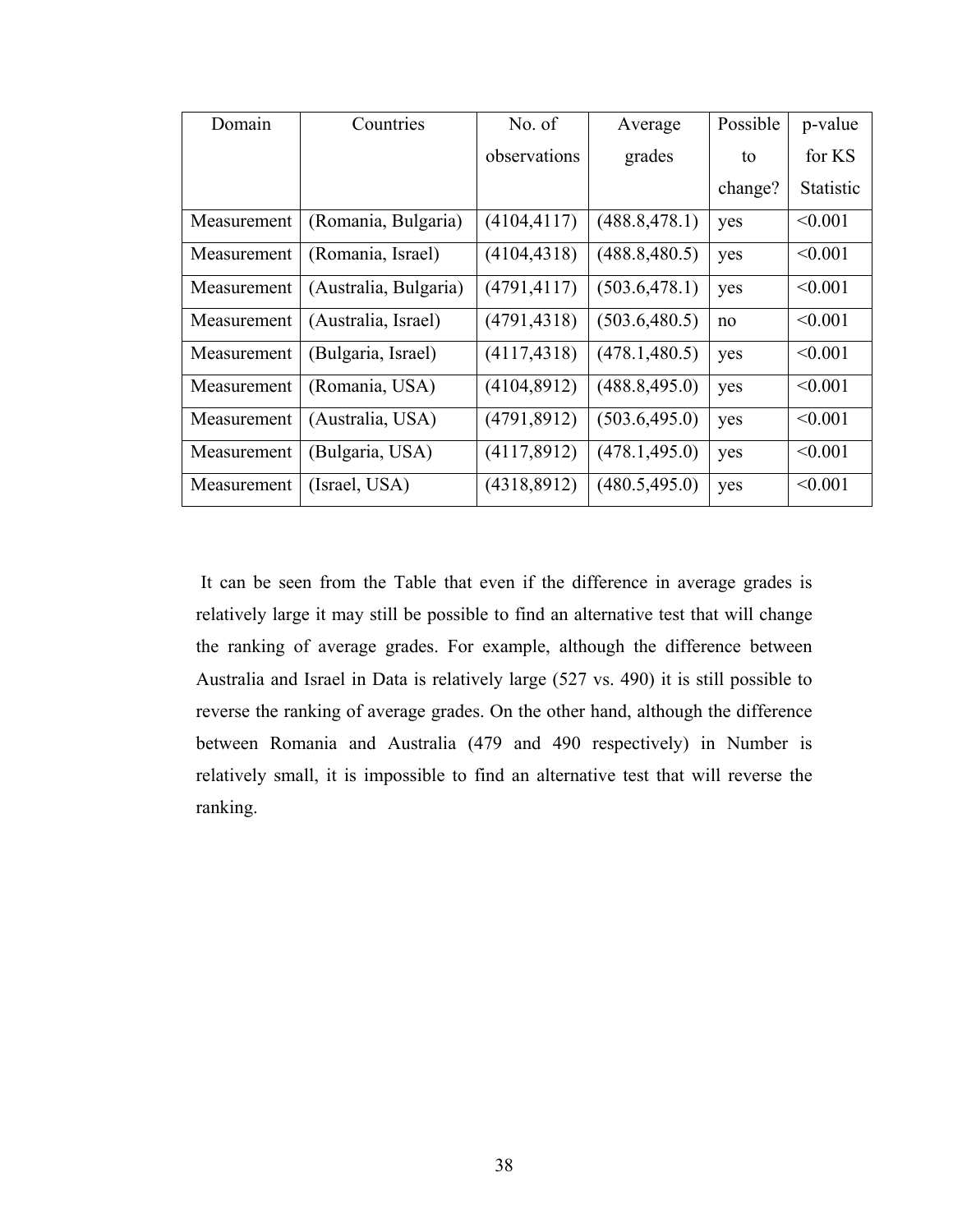| Domain | Countries | No. of observations | Average grades | Possible to change? | p-value for KS Statistic |
|---|---|---|---|---|---|
| Measurement | (Romania, Bulgaria) | (4104,4117) | (488.8,478.1) | yes | <0.001 |
| Measurement | (Romania, Israel) | (4104,4318) | (488.8,480.5) | yes | <0.001 |
| Measurement | (Australia, Bulgaria) | (4791,4117) | (503.6,478.1) | yes | <0.001 |
| Measurement | (Australia, Israel) | (4791,4318) | (503.6,480.5) | no | <0.001 |
| Measurement | (Bulgaria, Israel) | (4117,4318) | (478.1,480.5) | yes | <0.001 |
| Measurement | (Romania, USA) | (4104,8912) | (488.8,495.0) | yes | <0.001 |
| Measurement | (Australia, USA) | (4791,8912) | (503.6,495.0) | yes | <0.001 |
| Measurement | (Bulgaria, USA) | (4117,8912) | (478.1,495.0) | yes | <0.001 |
| Measurement | (Israel, USA) | (4318,8912) | (480.5,495.0) | yes | <0.001 |

It can be seen from the Table that even if the difference in average grades is relatively large it may still be possible to find an alternative test that will change the ranking of average grades. For example, although the difference between Australia and Israel in Data is relatively large (527 vs. 490) it is still possible to reverse the ranking of average grades. On the other hand, although the difference between Romania and Australia (479 and 490 respectively) in Number is relatively small, it is impossible to find an alternative test that will reverse the ranking.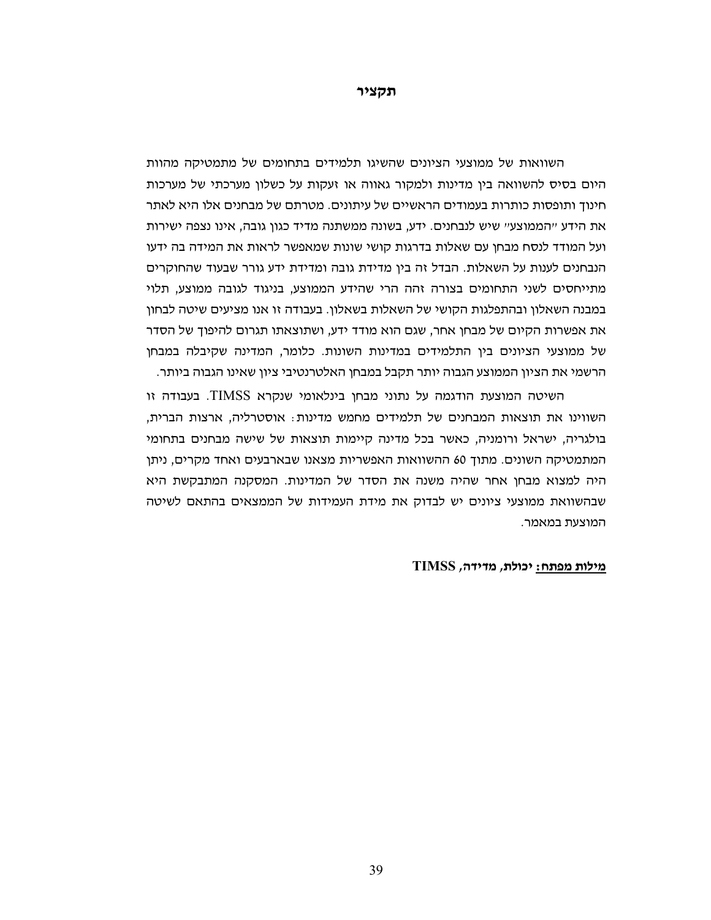# תקציר

השוואות של ממוצעי הציונים שהשיגו תלמידים בתחומים של מתמטיקה מהוות היום בסיס להשוואה בין מדינות ולמקור גאווה או זעקות על כשלון מערכתי של מערכות חינוך ותופסות כותרות בעמודים הראשיים של עיתונים. מטרתם של מבחנים אלו היא לאתר את הידע "הממוצע" שיש לנבחנים. ידע, בשונה ממשתנה מדיד כגון גובה, אינו נצפה ישירות ועל המודד לנסח מבחן עם שאלות בדרגות קושי שונות שמאפשר לראות את המידה בה ידעו הנבחנים לענות על השאלות. הבדל זה בין מדידת גובה ומדידת ידע גורר שבעוד שהחוקרים מתייחסים לשני התחומים בצורה זהה הרי שהידע הממוצע, בניגוד לגובה ממוצע, תלוי במבנה השאלון ובהתפלגות הקושי של השאלות בשאלון. בעבודה זו אנו מציעים שיטה לבחון את אפשרות הקיום של מבחן אחר, שגם הוא מודד ידע, ושתוצאתו תגרום להיפוך של הסדר של ממוצעי הציונים בין התלמידים במדינות השונות. כלומר, המדינה שקיבלה במבחן הרשמי את הציון הממוצע הגבוה יותר תקבל במבחן האלטרנטיבי ציון שאינו הגבוה ביותר.

השיטה המוצעת הודגמה על נתוני מבחן בינלאומי שנקרא TIMSS. בעבודה זו השווינו את תוצאות המבחנים של תלמידים מחמש מדינות: אוסטרליה, ארצות הברית, בולגריה, ישראל ורומניה, כאשר בכל מדינה קיימות תוצאות של שישה מבחנים בתחומי המתמטיקה השונים. מתוך 60 ההשוואות האפשריות מצאנו שבארבעים ואחד מקרים, ניתן היה למצוא מבחן אחר שהיה משנה את הסדר של המדינות. המסקנה המתבקשת היא שבהשוואת ממוצעי ציונים יש לבדוק את מידת העמידות של הממצאים בהתאם לשיטה המוצעת במאמר.

**<u>מילות מפתח:</u> יכולת, מדידה, TIMSS**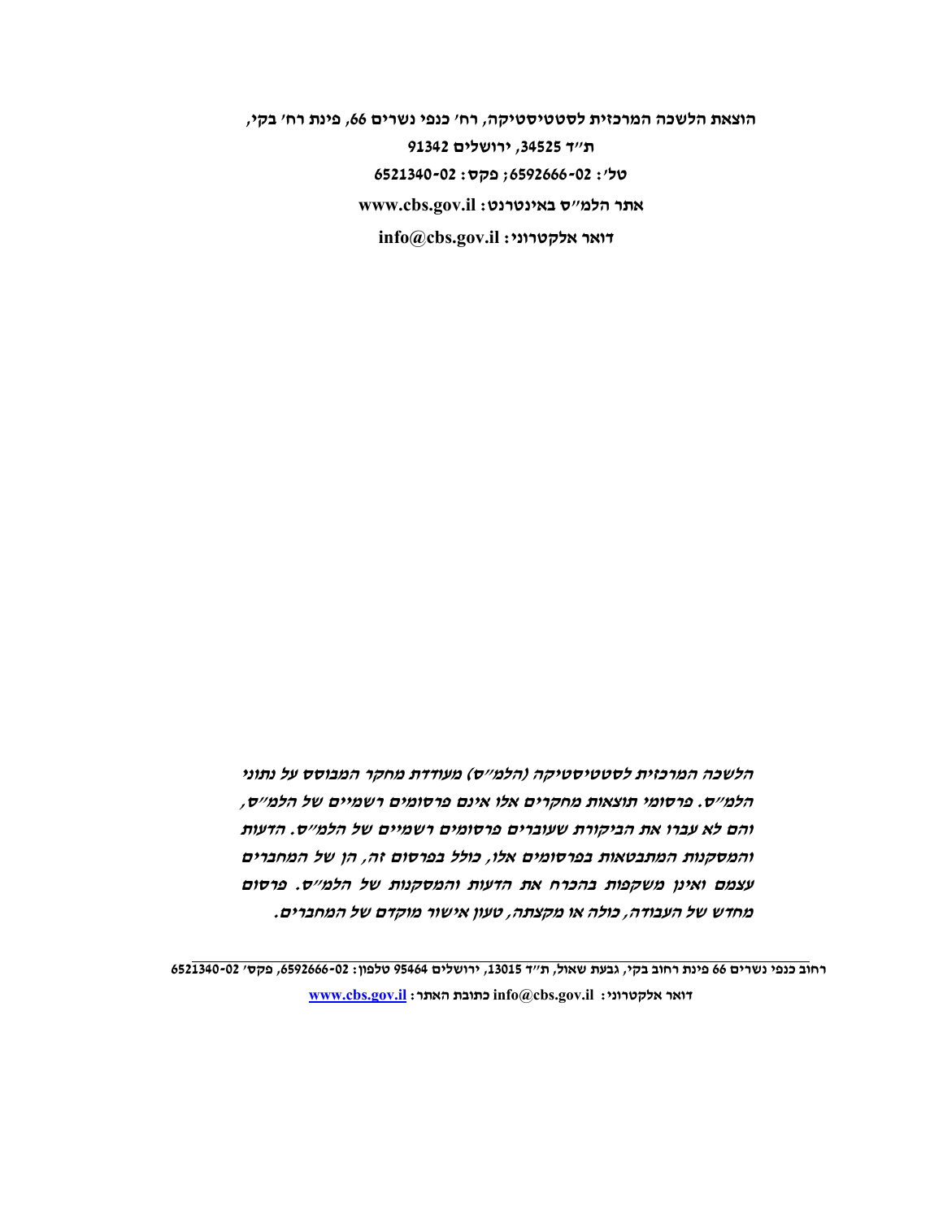**הוצאת הלשכה המרכזית לסטטיסטיקה, רח' כנפי נשרים 66, פינת רח' בקי,**

**ת"ד 34525, ירושלים 91342**

**טל': 02-6592666; פקס: 02-6521340**

**אתר הלמ"ס באינטרנט: www.cbs.gov.il**

**דואר אלקטרוני: info@cbs.gov.il**

***הלשכה המרכזית לסטטיסטיקה (הלמ"ס) מעודדת מחקר המבוסס על נתוני הלמ"ס. פרסומי תוצאות מחקרים אלו אינם פרסומים רשמיים של הלמ"ס, והם לא עברו את הביקורת שעוברים פרסומים רשמיים של הלמ"ס. הדעות והמסקנות המתבטאות בפרסומים אלו, כולל בפרסום זה, הן של המחברים עצמם ואינן משקפות בהכרח את הדעות והמסקנות של הלמ"ס. פרסום מחדש של העבודה, כולה או מקצתה, טעון אישור מוקדם של המחברים.***

**רחוב כנפי נשרים 66 פינת רחוב בקי, גבעת שאול, ת"ד 13015, ירושלים 95464 טלפון: 02-6592666, פקס' 02-6521340**

**דואר אלקטרוני: info@cbs.gov.il כתובת האתר: [www.cbs.gov.il](http://www.cbs.gov.il)**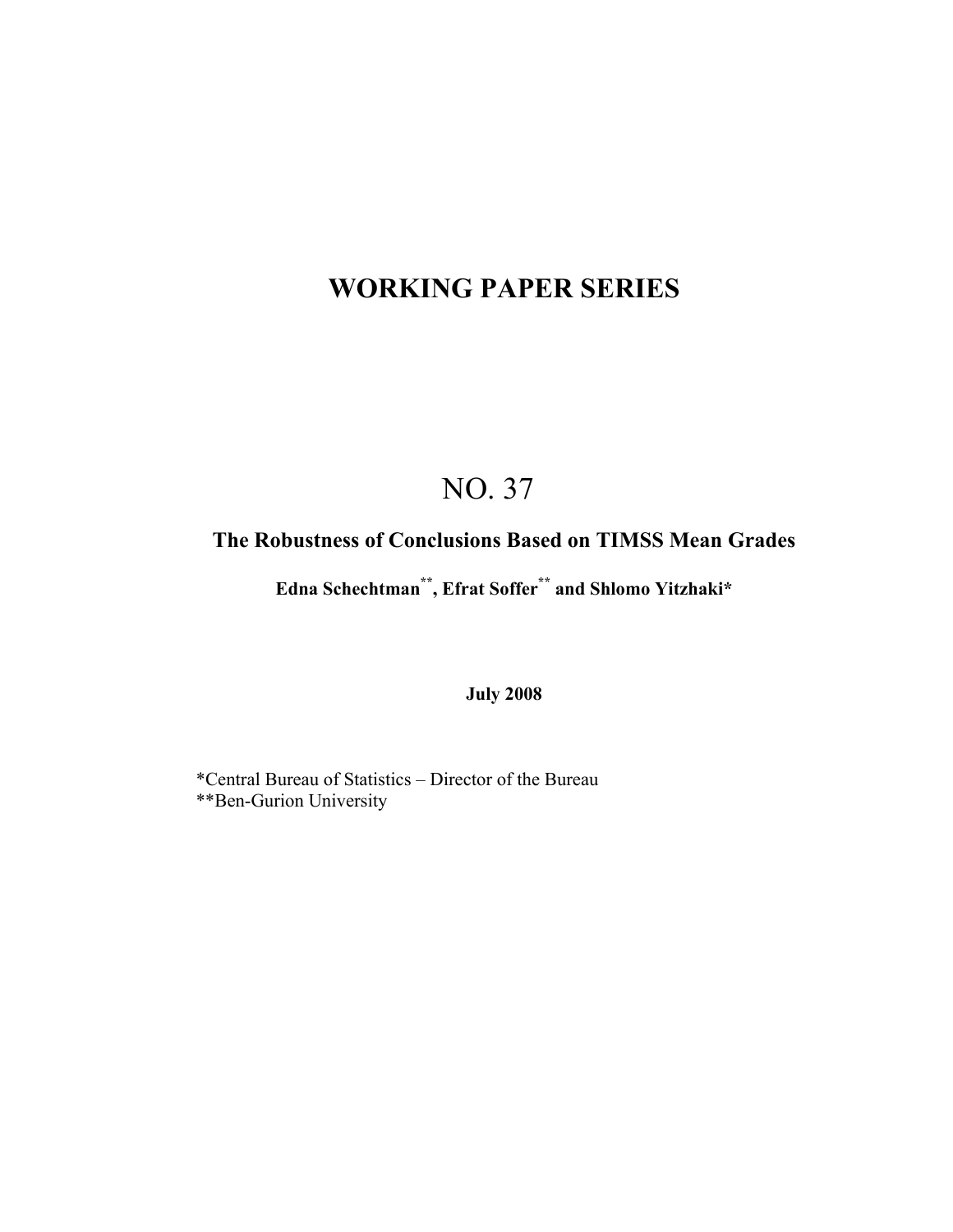# WORKING PAPER SERIES

# NO. 37

## The Robustness of Conclusions Based on TIMSS Mean Grades

**Edna Schechtman[\*\*], Efrat Soffer[\*\*] and Shlomo Yitzhaki[\*]**

**July 2008**

*Central Bureau of Statistics – Director of the Bureau
**Ben-Gurion University